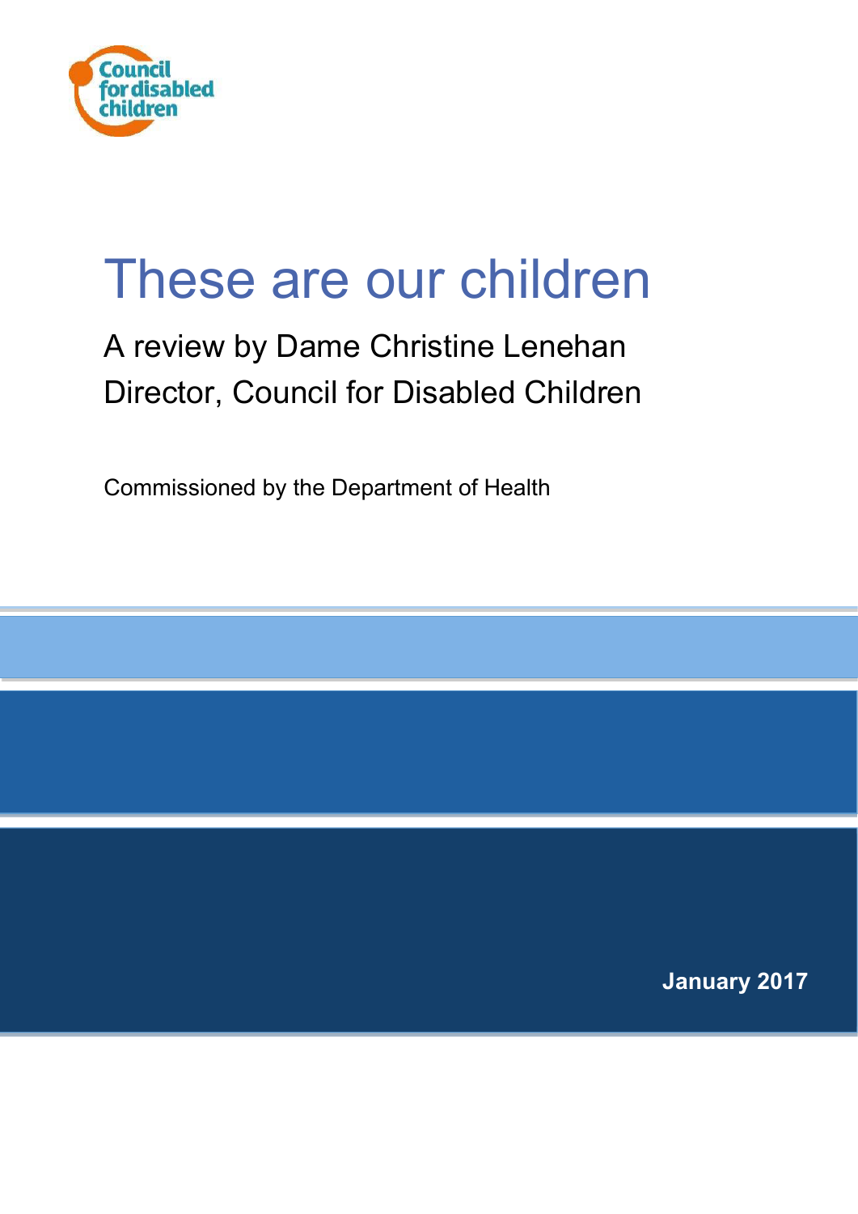Council for disabled children

# These are our children

## A review by Dame Christine Lenehan Director, Council for Disabled Children

Commissioned by the Department of Health

**January 2017**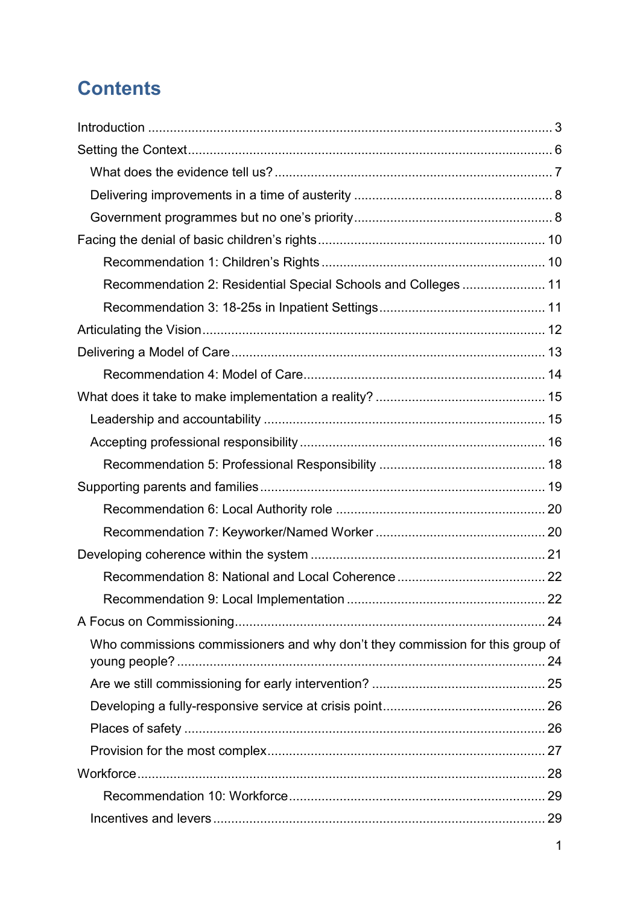# Contents

Introduction ..... 3

Setting the Context ..... 6

- What does the evidence tell us? ..... 7
- Delivering improvements in a time of austerity ..... 8
- Government programmes but no one's priority ..... 8

Facing the denial of basic children's rights ..... 10

- Recommendation 1: Children's Rights ..... 10
- Recommendation 2: Residential Special Schools and Colleges ..... 11
- Recommendation 3: 18-25s in Inpatient Settings ..... 11

Articulating the Vision ..... 12

Delivering a Model of Care ..... 13

- Recommendation 4: Model of Care ..... 14

What does it take to make implementation a reality? ..... 15

- Leadership and accountability ..... 15
- Accepting professional responsibility ..... 16
  - Recommendation 5: Professional Responsibility ..... 18

Supporting parents and families ..... 19

- Recommendation 6: Local Authority role ..... 20
- Recommendation 7: Keyworker/Named Worker ..... 20

Developing coherence within the system ..... 21

- Recommendation 8: National and Local Coherence ..... 22
- Recommendation 9: Local Implementation ..... 22

A Focus on Commissioning ..... 24

- Who commissions commissioners and why don't they commission for this group of young people? ..... 24
- Are we still commissioning for early intervention? ..... 25
- Developing a fully-responsive service at crisis point ..... 26
- Places of safety ..... 26
- Provision for the most complex ..... 27

Workforce ..... 28

- Recommendation 10: Workforce ..... 29
- Incentives and levers ..... 29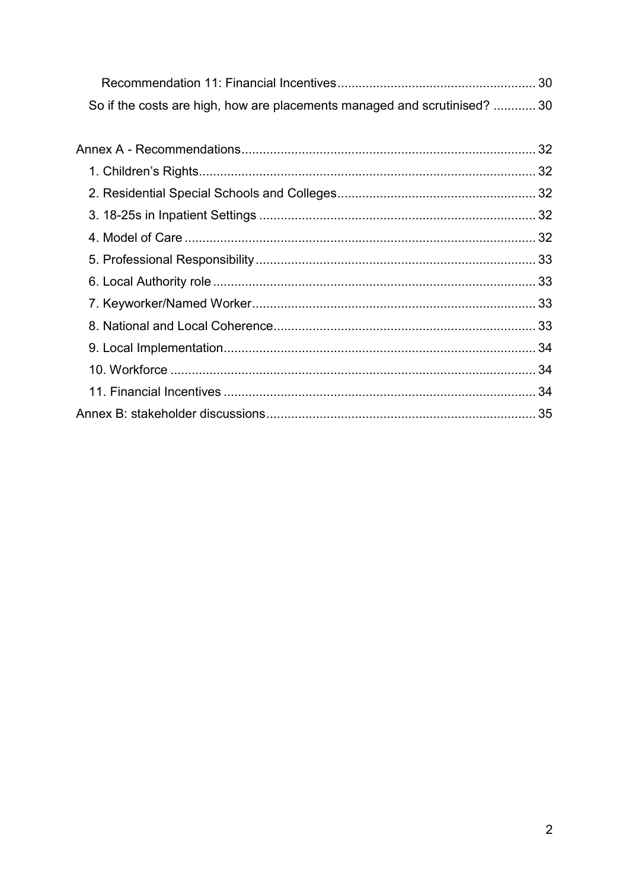Recommendation 11: Financial Incentives ........................................................ 30

So if the costs are high, how are placements managed and scrutinised? ............ 30

Annex A - Recommendations ................................................................................... 32

1. Children's Rights ................................................................................................ 32
2. Residential Special Schools and Colleges ........................................................ 32
3. 18-25s in Inpatient Settings .............................................................................. 32
4. Model of Care .................................................................................................... 32
5. Professional Responsibility ............................................................................... 33
6. Local Authority role ........................................................................................... 33
7. Keyworker/Named Worker ................................................................................ 33
8. National and Local Coherence .......................................................................... 33
9. Local Implementation ........................................................................................ 34
10. Workforce ....................................................................................................... 34
11. Financial Incentives ........................................................................................ 34

Annex B: stakeholder discussions ............................................................................ 35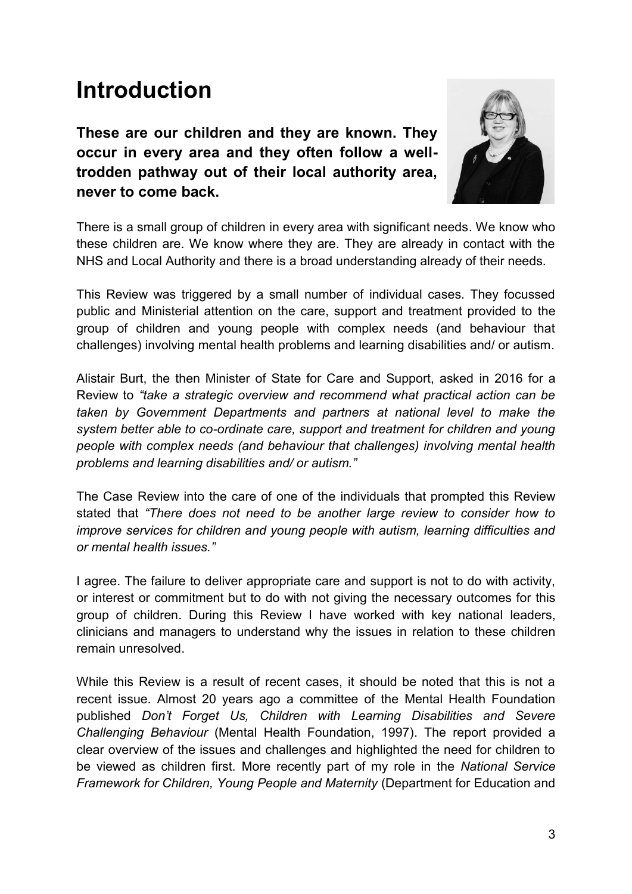# Introduction

**These are our children and they are known. They occur in every area and they often follow a well-trodden pathway out of their local authority area, never to come back.**

There is a small group of children in every area with significant needs. We know who these children are. We know where they are. They are already in contact with the NHS and Local Authority and there is a broad understanding already of their needs.

This Review was triggered by a small number of individual cases. They focussed public and Ministerial attention on the care, support and treatment provided to the group of children and young people with complex needs (and behaviour that challenges) involving mental health problems and learning disabilities and/ or autism.

Alistair Burt, the then Minister of State for Care and Support, asked in 2016 for a Review to *"take a strategic overview and recommend what practical action can be taken by Government Departments and partners at national level to make the system better able to co-ordinate care, support and treatment for children and young people with complex needs (and behaviour that challenges) involving mental health problems and learning disabilities and/ or autism."*

The Case Review into the care of one of the individuals that prompted this Review stated that *"There does not need to be another large review to consider how to improve services for children and young people with autism, learning difficulties and or mental health issues."*

I agree. The failure to deliver appropriate care and support is not to do with activity, or interest or commitment but to do with not giving the necessary outcomes for this group of children. During this Review I have worked with key national leaders, clinicians and managers to understand why the issues in relation to these children remain unresolved.

While this Review is a result of recent cases, it should be noted that this is not a recent issue. Almost 20 years ago a committee of the Mental Health Foundation published *Don't Forget Us, Children with Learning Disabilities and Severe Challenging Behaviour* (Mental Health Foundation, 1997). The report provided a clear overview of the issues and challenges and highlighted the need for children to be viewed as children first. More recently part of my role in the *National Service Framework for Children, Young People and Maternity* (Department for Education and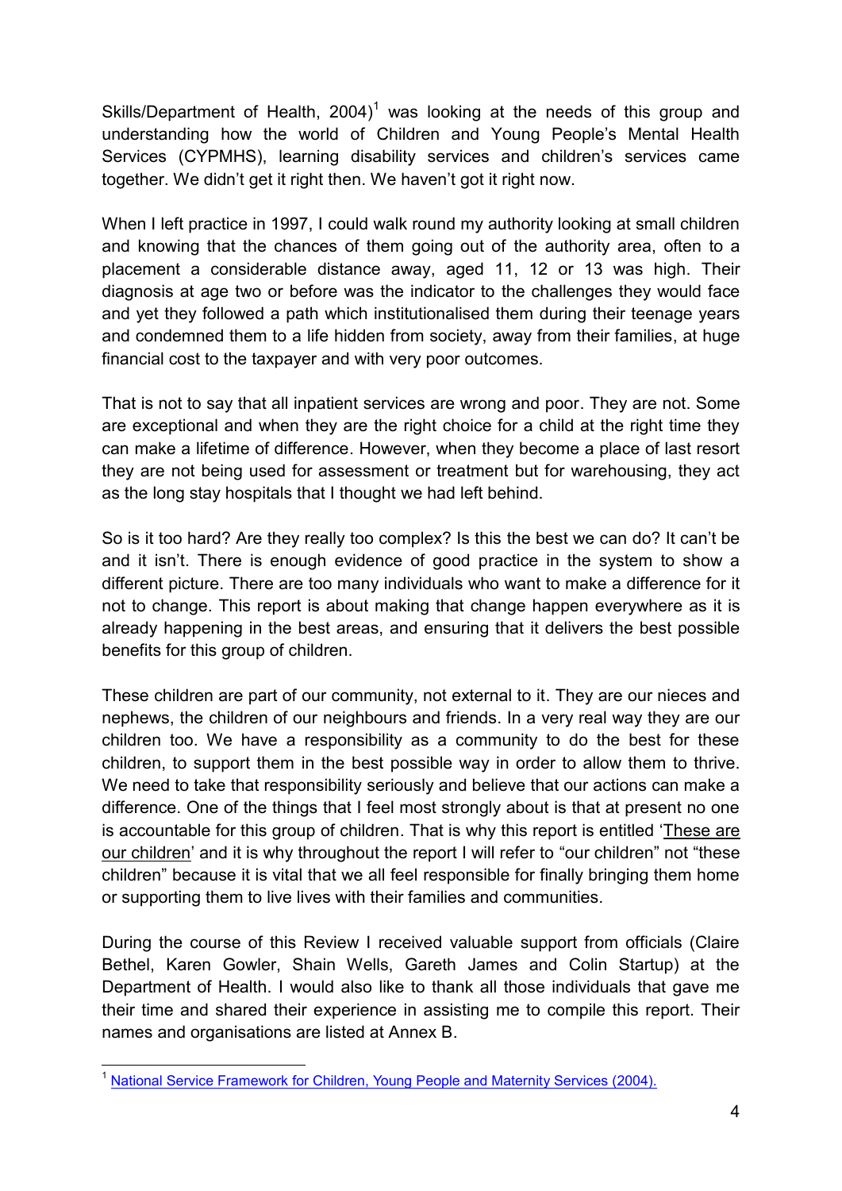Skills/Department of Health, 2004)[1] was looking at the needs of this group and understanding how the world of Children and Young People's Mental Health Services (CYPMHS), learning disability services and children's services came together. We didn't get it right then. We haven't got it right now.

When I left practice in 1997, I could walk round my authority looking at small children and knowing that the chances of them going out of the authority area, often to a placement a considerable distance away, aged 11, 12 or 13 was high. Their diagnosis at age two or before was the indicator to the challenges they would face and yet they followed a path which institutionalised them during their teenage years and condemned them to a life hidden from society, away from their families, at huge financial cost to the taxpayer and with very poor outcomes.

That is not to say that all inpatient services are wrong and poor. They are not. Some are exceptional and when they are the right choice for a child at the right time they can make a lifetime of difference. However, when they become a place of last resort they are not being used for assessment or treatment but for warehousing, they act as the long stay hospitals that I thought we had left behind.

So is it too hard? Are they really too complex? Is this the best we can do? It can't be and it isn't. There is enough evidence of good practice in the system to show a different picture. There are too many individuals who want to make a difference for it not to change. This report is about making that change happen everywhere as it is already happening in the best areas, and ensuring that it delivers the best possible benefits for this group of children.

These children are part of our community, not external to it. They are our nieces and nephews, the children of our neighbours and friends. In a very real way they are our children too. We have a responsibility as a community to do the best for these children, to support them in the best possible way in order to allow them to thrive. We need to take that responsibility seriously and believe that our actions can make a difference. One of the things that I feel most strongly about is that at present no one is accountable for this group of children. That is why this report is entitled 'These are our children' and it is why throughout the report I will refer to "our children" not "these children" because it is vital that we all feel responsible for finally bringing them home or supporting them to live lives with their families and communities.

During the course of this Review I received valuable support from officials (Claire Bethel, Karen Gowler, Shain Wells, Gareth James and Colin Startup) at the Department of Health. I would also like to thank all those individuals that gave me their time and shared their experience in assisting me to compile this report. Their names and organisations are listed at Annex B.

---

[1] National Service Framework for Children, Young People and Maternity Services (2004).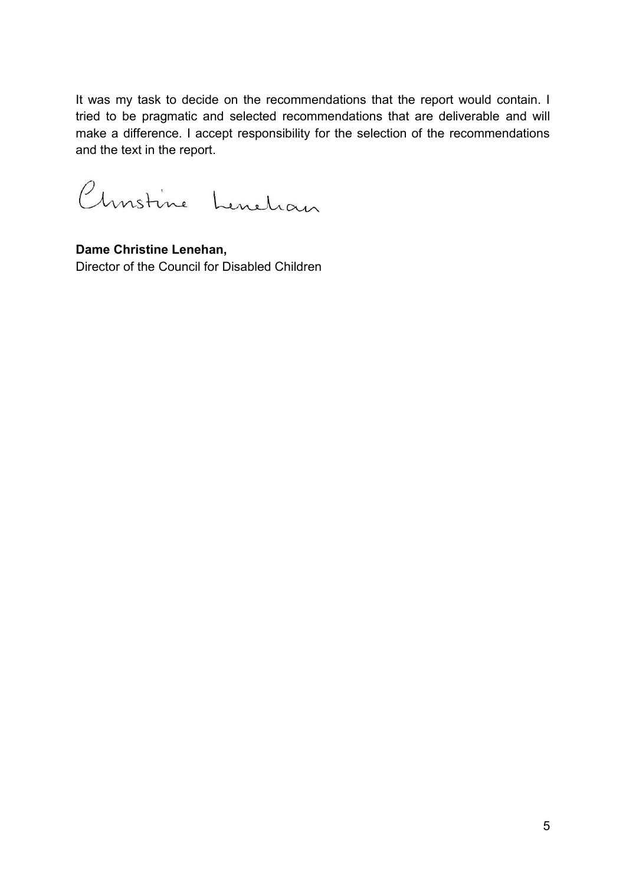It was my task to decide on the recommendations that the report would contain. I tried to be pragmatic and selected recommendations that are deliverable and will make a difference. I accept responsibility for the selection of the recommendations and the text in the report.

Christine Lenehan

**Dame Christine Lenehan,**
Director of the Council for Disabled Children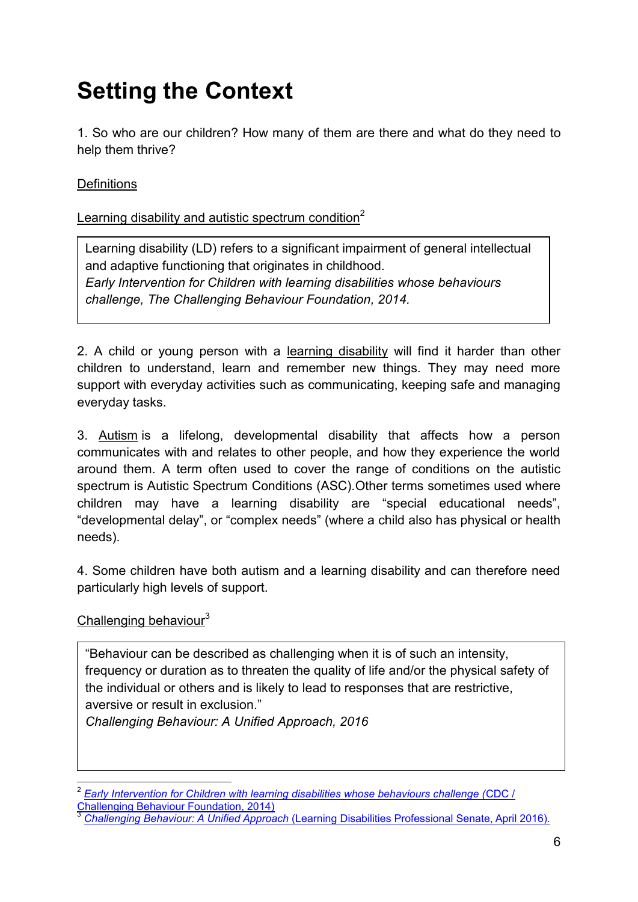# Setting the Context

1. So who are our children? How many of them are there and what do they need to help them thrive?

Definitions

Learning disability and autistic spectrum condition[2]

> Learning disability (LD) refers to a significant impairment of general intellectual and adaptive functioning that originates in childhood.
> *Early Intervention for Children with learning disabilities whose behaviours challenge, The Challenging Behaviour Foundation, 2014.*

2. A child or young person with a learning disability will find it harder than other children to understand, learn and remember new things. They may need more support with everyday activities such as communicating, keeping safe and managing everyday tasks.

3. Autism is a lifelong, developmental disability that affects how a person communicates with and relates to other people, and how they experience the world around them. A term often used to cover the range of conditions on the autistic spectrum is Autistic Spectrum Conditions (ASC).Other terms sometimes used where children may have a learning disability are "special educational needs", "developmental delay", or "complex needs" (where a child also has physical or health needs).

4. Some children have both autism and a learning disability and can therefore need particularly high levels of support.

Challenging behaviour[3]

> "Behaviour can be described as challenging when it is of such an intensity, frequency or duration as to threaten the quality of life and/or the physical safety of the individual or others and is likely to lead to responses that are restrictive, aversive or result in exclusion."
> *Challenging Behaviour: A Unified Approach, 2016*

---

[2] *Early Intervention for Children with learning disabilities whose behaviours challenge* (CDC / Challenging Behaviour Foundation, 2014)

[3] *Challenging Behaviour: A Unified Approach* (Learning Disabilities Professional Senate, April 2016).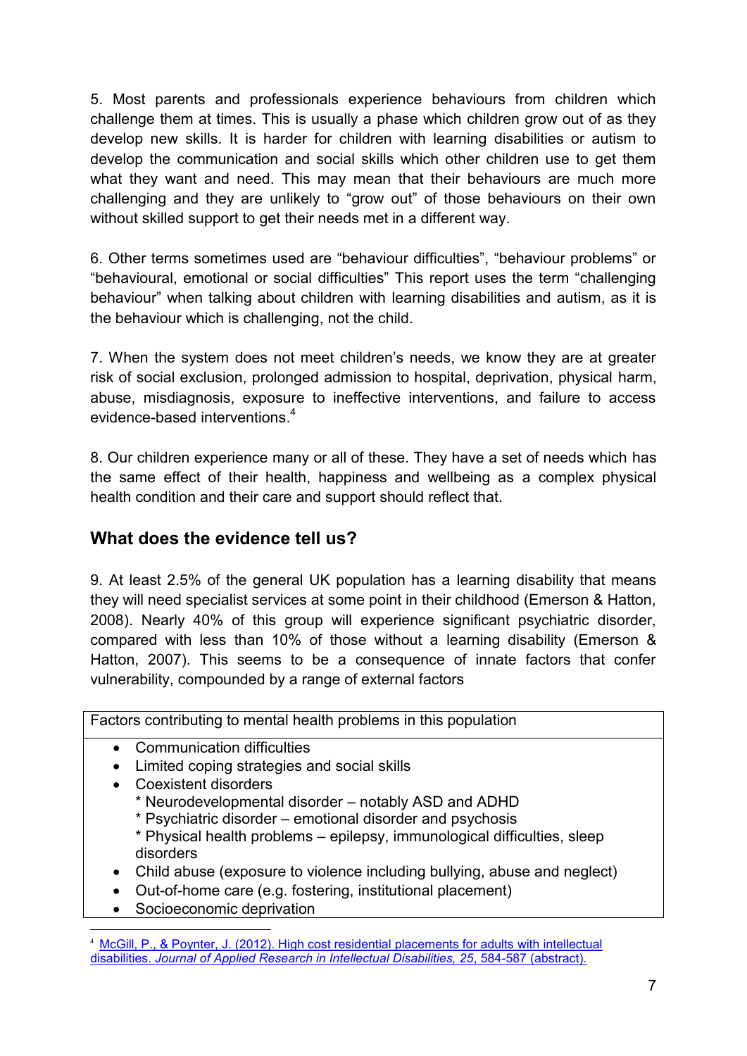5. Most parents and professionals experience behaviours from children which challenge them at times. This is usually a phase which children grow out of as they develop new skills. It is harder for children with learning disabilities or autism to develop the communication and social skills which other children use to get them what they want and need. This may mean that their behaviours are much more challenging and they are unlikely to "grow out" of those behaviours on their own without skilled support to get their needs met in a different way.

6. Other terms sometimes used are "behaviour difficulties", "behaviour problems" or "behavioural, emotional or social difficulties" This report uses the term "challenging behaviour" when talking about children with learning disabilities and autism, as it is the behaviour which is challenging, not the child.

7. When the system does not meet children's needs, we know they are at greater risk of social exclusion, prolonged admission to hospital, deprivation, physical harm, abuse, misdiagnosis, exposure to ineffective interventions, and failure to access evidence-based interventions.[4]

8. Our children experience many or all of these. They have a set of needs which has the same effect of their health, happiness and wellbeing as a complex physical health condition and their care and support should reflect that.

## What does the evidence tell us?

9. At least 2.5% of the general UK population has a learning disability that means they will need specialist services at some point in their childhood (Emerson & Hatton, 2008). Nearly 40% of this group will experience significant psychiatric disorder, compared with less than 10% of those without a learning disability (Emerson & Hatton, 2007). This seems to be a consequence of innate factors that confer vulnerability, compounded by a range of external factors

| Factors contributing to mental health problems in this population |
|---|
| • Communication difficulties<br>• Limited coping strategies and social skills<br>• Coexistent disorders<br>&nbsp;&nbsp;* Neurodevelopmental disorder – notably ASD and ADHD<br>&nbsp;&nbsp;* Psychiatric disorder – emotional disorder and psychosis<br>&nbsp;&nbsp;* Physical health problems – epilepsy, immunological difficulties, sleep disorders<br>• Child abuse (exposure to violence including bullying, abuse and neglect)<br>• Out-of-home care (e.g. fostering, institutional placement)<br>• Socioeconomic deprivation |

[4] McGill, P., & Poynter, J. (2012). High cost residential placements for adults with intellectual disabilities. *Journal of Applied Research in Intellectual Disabilities, 25*, 584-587 (abstract).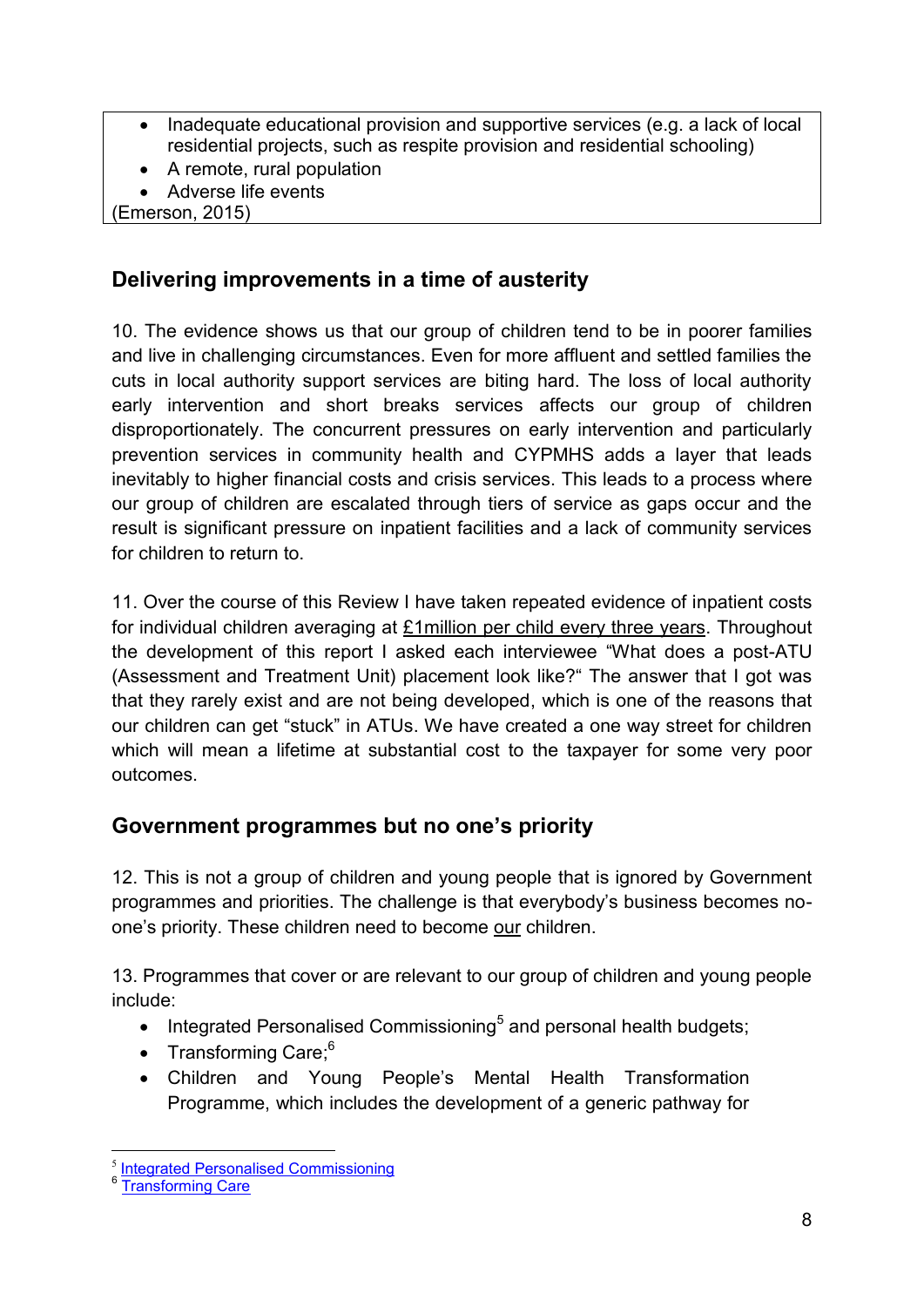- Inadequate educational provision and supportive services (e.g. a lack of local residential projects, such as respite provision and residential schooling)
- A remote, rural population
- Adverse life events

(Emerson, 2015)

## Delivering improvements in a time of austerity

10. The evidence shows us that our group of children tend to be in poorer families and live in challenging circumstances. Even for more affluent and settled families the cuts in local authority support services are biting hard. The loss of local authority early intervention and short breaks services affects our group of children disproportionately. The concurrent pressures on early intervention and particularly prevention services in community health and CYPMHS adds a layer that leads inevitably to higher financial costs and crisis services. This leads to a process where our group of children are escalated through tiers of service as gaps occur and the result is significant pressure on inpatient facilities and a lack of community services for children to return to.

11. Over the course of this Review I have taken repeated evidence of inpatient costs for individual children averaging at £1million per child every three years. Throughout the development of this report I asked each interviewee "What does a post-ATU (Assessment and Treatment Unit) placement look like?" The answer that I got was that they rarely exist and are not being developed, which is one of the reasons that our children can get "stuck" in ATUs. We have created a one way street for children which will mean a lifetime at substantial cost to the taxpayer for some very poor outcomes.

## Government programmes but no one's priority

12. This is not a group of children and young people that is ignored by Government programmes and priorities. The challenge is that everybody's business becomes no-one's priority. These children need to become our children.

13. Programmes that cover or are relevant to our group of children and young people include:

- Integrated Personalised Commissioning[5] and personal health budgets;
- Transforming Care;[6]
- Children and Young People's Mental Health Transformation Programme, which includes the development of a generic pathway for

[5] Integrated Personalised Commissioning
[6] Transforming Care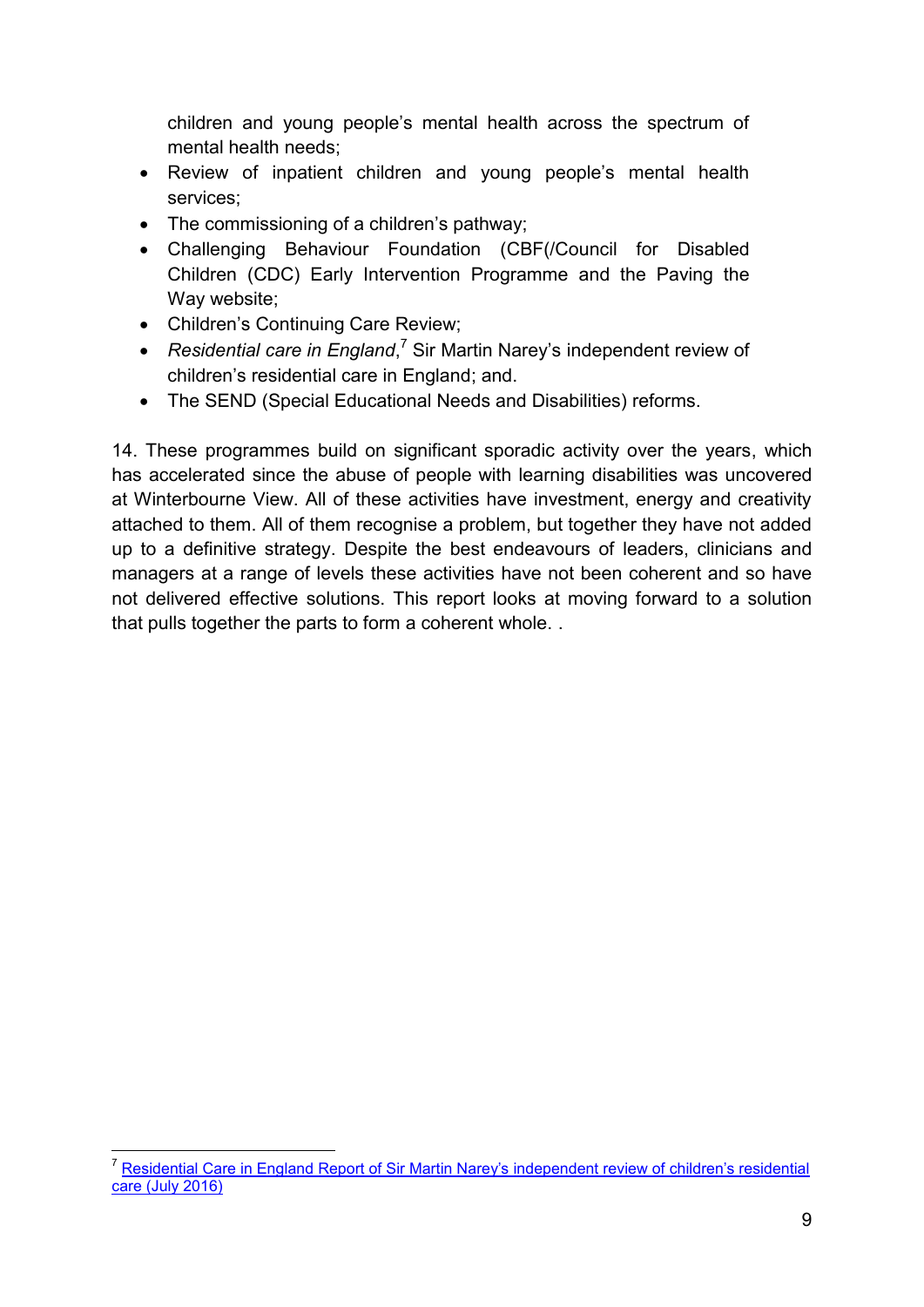children and young people's mental health across the spectrum of mental health needs;

- Review of inpatient children and young people's mental health services;
- The commissioning of a children's pathway;
- Challenging Behaviour Foundation (CBF(/Council for Disabled Children (CDC) Early Intervention Programme and the Paving the Way website;
- Children's Continuing Care Review;
- *Residential care in England*,[7] Sir Martin Narey's independent review of children's residential care in England; and.
- The SEND (Special Educational Needs and Disabilities) reforms.

14. These programmes build on significant sporadic activity over the years, which has accelerated since the abuse of people with learning disabilities was uncovered at Winterbourne View. All of these activities have investment, energy and creativity attached to them. All of them recognise a problem, but together they have not added up to a definitive strategy. Despite the best endeavours of leaders, clinicians and managers at a range of levels these activities have not been coherent and so have not delivered effective solutions. This report looks at moving forward to a solution that pulls together the parts to form a coherent whole. .

---

[7] Residential Care in England Report of Sir Martin Narey's independent review of children's residential care (July 2016)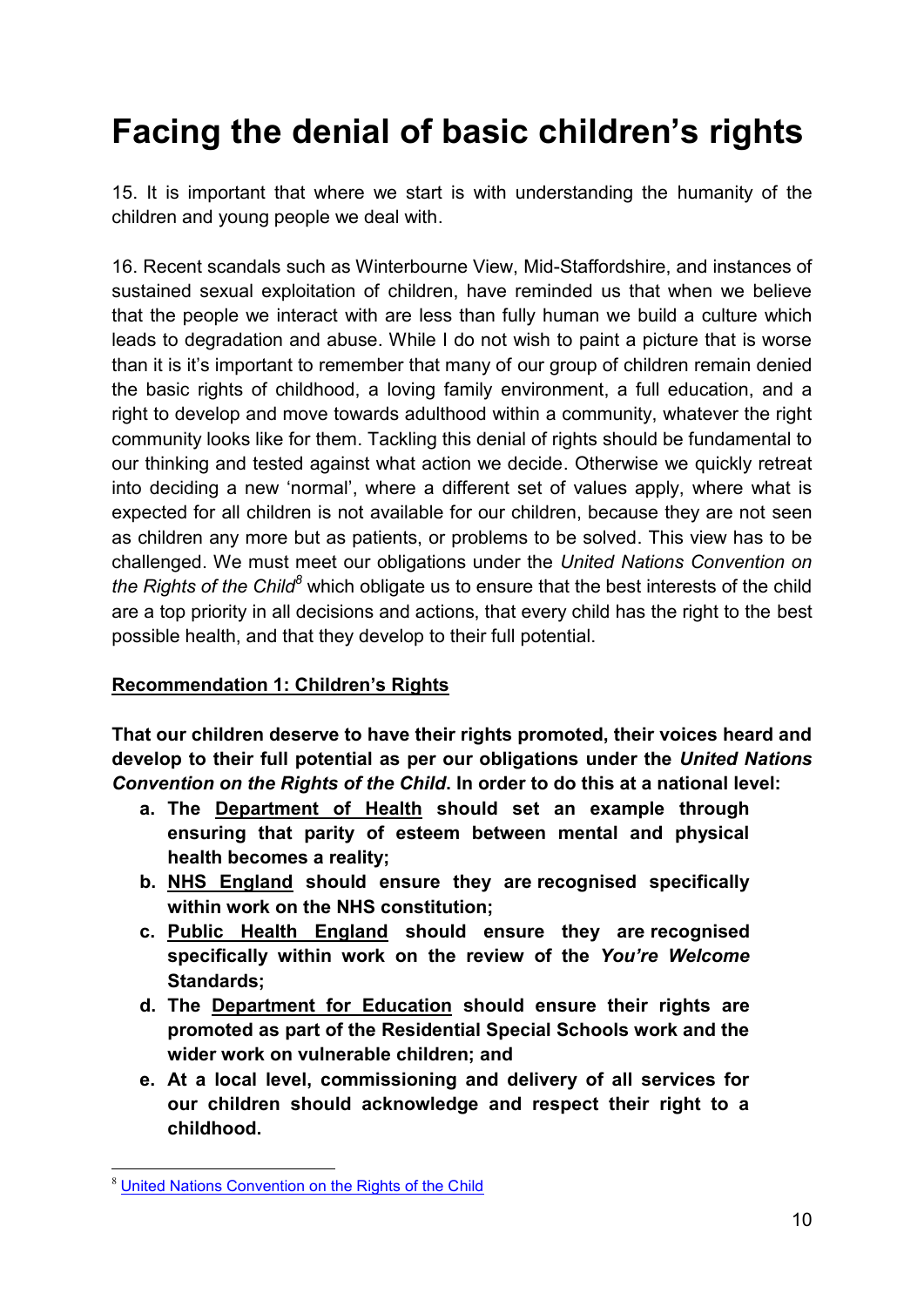# Facing the denial of basic children's rights

15. It is important that where we start is with understanding the humanity of the children and young people we deal with.

16. Recent scandals such as Winterbourne View, Mid-Staffordshire, and instances of sustained sexual exploitation of children, have reminded us that when we believe that the people we interact with are less than fully human we build a culture which leads to degradation and abuse. While I do not wish to paint a picture that is worse than it is it's important to remember that many of our group of children remain denied the basic rights of childhood, a loving family environment, a full education, and a right to develop and move towards adulthood within a community, whatever the right community looks like for them. Tackling this denial of rights should be fundamental to our thinking and tested against what action we decide. Otherwise we quickly retreat into deciding a new 'normal', where a different set of values apply, where what is expected for all children is not available for our children, because they are not seen as children any more but as patients, or problems to be solved. This view has to be challenged. We must meet our obligations under the *United Nations Convention on the Rights of the Child*[8] which obligate us to ensure that the best interests of the child are a top priority in all decisions and actions, that every child has the right to the best possible health, and that they develop to their full potential.

**Recommendation 1: Children's Rights**

**That our children deserve to have their rights promoted, their voices heard and develop to their full potential as per our obligations under the *United Nations Convention on the Rights of the Child*. In order to do this at a national level:**

- **a. The Department of Health should set an example through ensuring that parity of esteem between mental and physical health becomes a reality;**
- **b. NHS England should ensure they are recognised specifically within work on the NHS constitution;**
- **c. Public Health England should ensure they are recognised specifically within work on the review of the *You're Welcome* Standards;**
- **d. The Department for Education should ensure their rights are promoted as part of the Residential Special Schools work and the wider work on vulnerable children; and**
- **e. At a local level, commissioning and delivery of all services for our children should acknowledge and respect their right to a childhood.**

[8] United Nations Convention on the Rights of the Child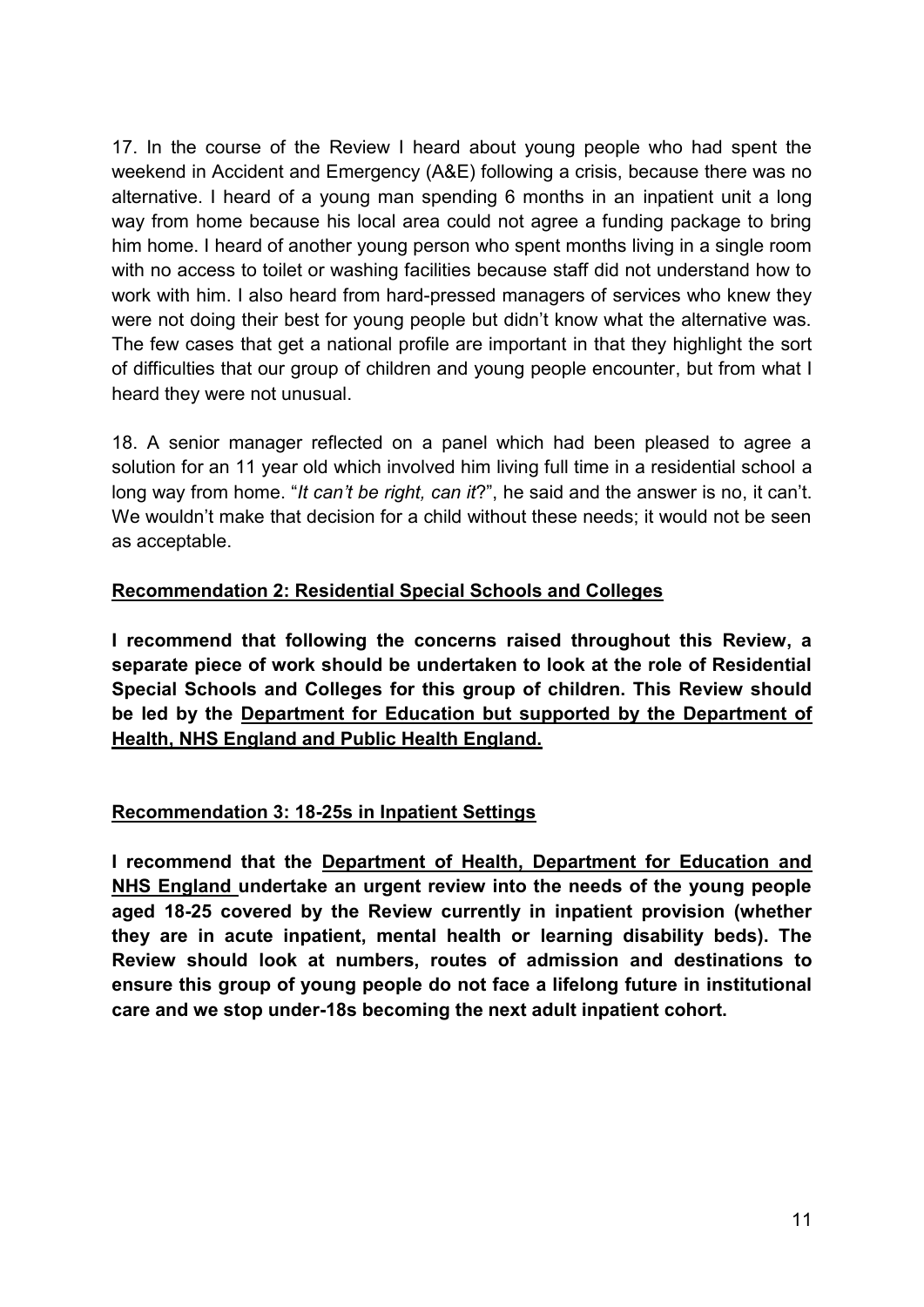17. In the course of the Review I heard about young people who had spent the weekend in Accident and Emergency (A&E) following a crisis, because there was no alternative. I heard of a young man spending 6 months in an inpatient unit a long way from home because his local area could not agree a funding package to bring him home. I heard of another young person who spent months living in a single room with no access to toilet or washing facilities because staff did not understand how to work with him. I also heard from hard-pressed managers of services who knew they were not doing their best for young people but didn't know what the alternative was. The few cases that get a national profile are important in that they highlight the sort of difficulties that our group of children and young people encounter, but from what I heard they were not unusual.

18. A senior manager reflected on a panel which had been pleased to agree a solution for an 11 year old which involved him living full time in a residential school a long way from home. "*It can't be right, can it*?", he said and the answer is no, it can't. We wouldn't make that decision for a child without these needs; it would not be seen as acceptable.

**Recommendation 2: Residential Special Schools and Colleges**

**I recommend that following the concerns raised throughout this Review, a separate piece of work should be undertaken to look at the role of Residential Special Schools and Colleges for this group of children. This Review should be led by the Department for Education but supported by the Department of Health, NHS England and Public Health England.**

**Recommendation 3: 18-25s in Inpatient Settings**

**I recommend that the Department of Health, Department for Education and NHS England undertake an urgent review into the needs of the young people aged 18-25 covered by the Review currently in inpatient provision (whether they are in acute inpatient, mental health or learning disability beds). The Review should look at numbers, routes of admission and destinations to ensure this group of young people do not face a lifelong future in institutional care and we stop under-18s becoming the next adult inpatient cohort.**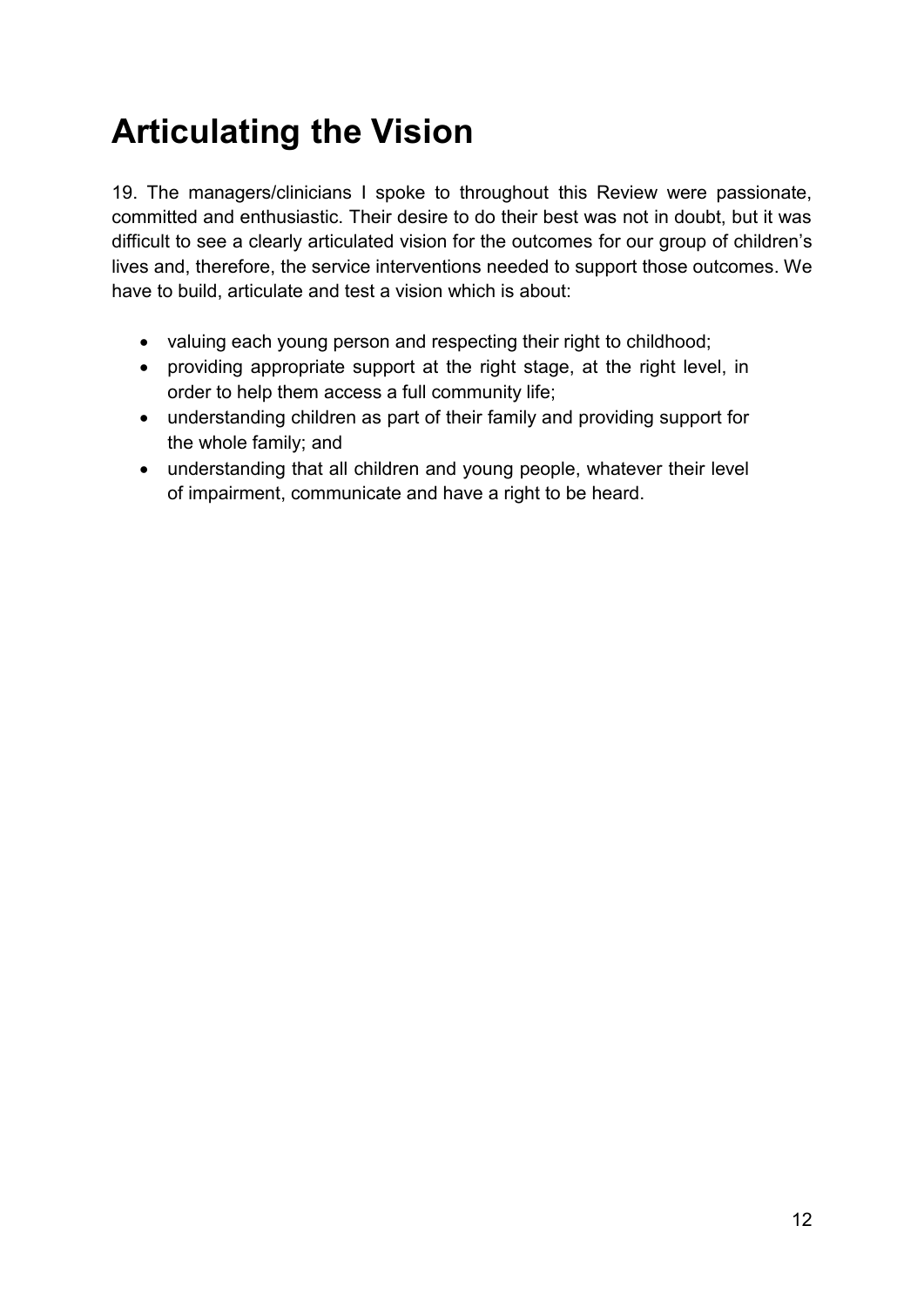# Articulating the Vision

19. The managers/clinicians I spoke to throughout this Review were passionate, committed and enthusiastic. Their desire to do their best was not in doubt, but it was difficult to see a clearly articulated vision for the outcomes for our group of children's lives and, therefore, the service interventions needed to support those outcomes. We have to build, articulate and test a vision which is about:

- valuing each young person and respecting their right to childhood;
- providing appropriate support at the right stage, at the right level, in order to help them access a full community life;
- understanding children as part of their family and providing support for the whole family; and
- understanding that all children and young people, whatever their level of impairment, communicate and have a right to be heard.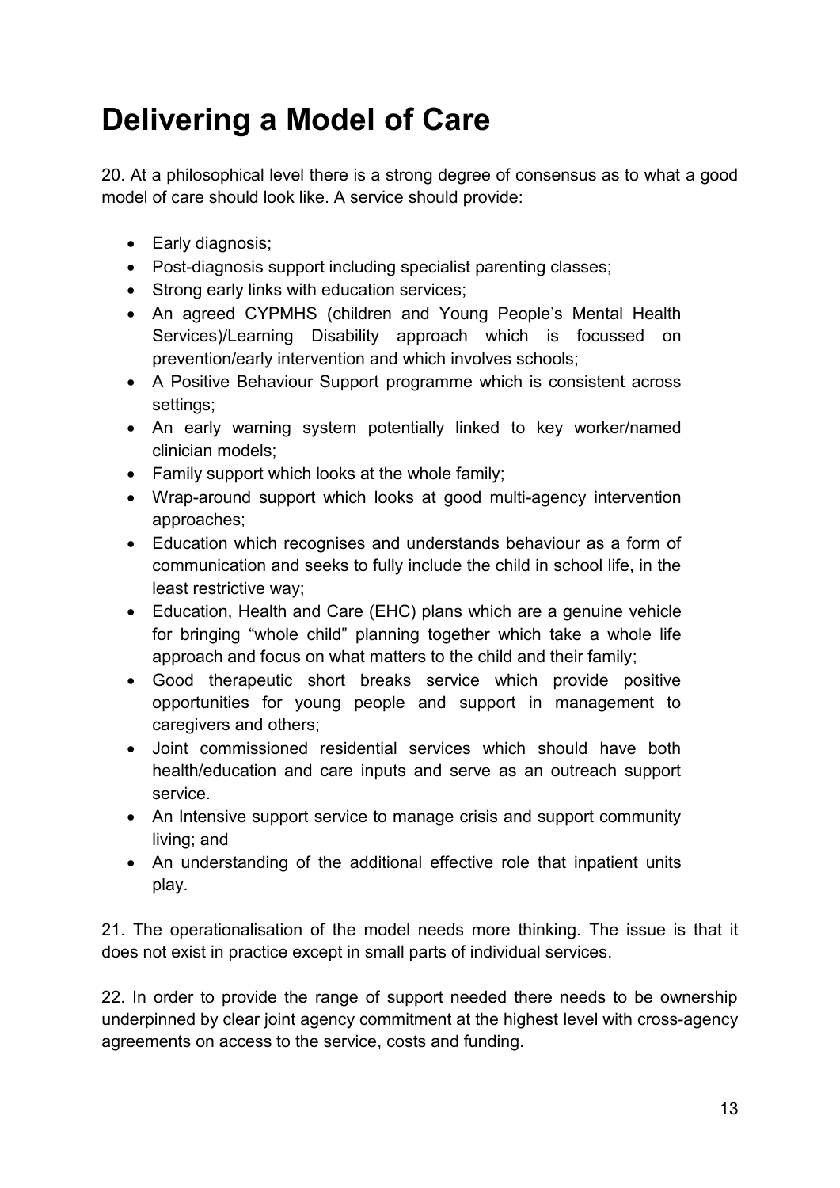# Delivering a Model of Care

20. At a philosophical level there is a strong degree of consensus as to what a good model of care should look like. A service should provide:

- Early diagnosis;
- Post-diagnosis support including specialist parenting classes;
- Strong early links with education services;
- An agreed CYPMHS (children and Young People's Mental Health Services)/Learning Disability approach which is focussed on prevention/early intervention and which involves schools;
- A Positive Behaviour Support programme which is consistent across settings;
- An early warning system potentially linked to key worker/named clinician models;
- Family support which looks at the whole family;
- Wrap-around support which looks at good multi-agency intervention approaches;
- Education which recognises and understands behaviour as a form of communication and seeks to fully include the child in school life, in the least restrictive way;
- Education, Health and Care (EHC) plans which are a genuine vehicle for bringing "whole child" planning together which take a whole life approach and focus on what matters to the child and their family;
- Good therapeutic short breaks service which provide positive opportunities for young people and support in management to caregivers and others;
- Joint commissioned residential services which should have both health/education and care inputs and serve as an outreach support service.
- An Intensive support service to manage crisis and support community living; and
- An understanding of the additional effective role that inpatient units play.

21. The operationalisation of the model needs more thinking. The issue is that it does not exist in practice except in small parts of individual services.

22. In order to provide the range of support needed there needs to be ownership underpinned by clear joint agency commitment at the highest level with cross-agency agreements on access to the service, costs and funding.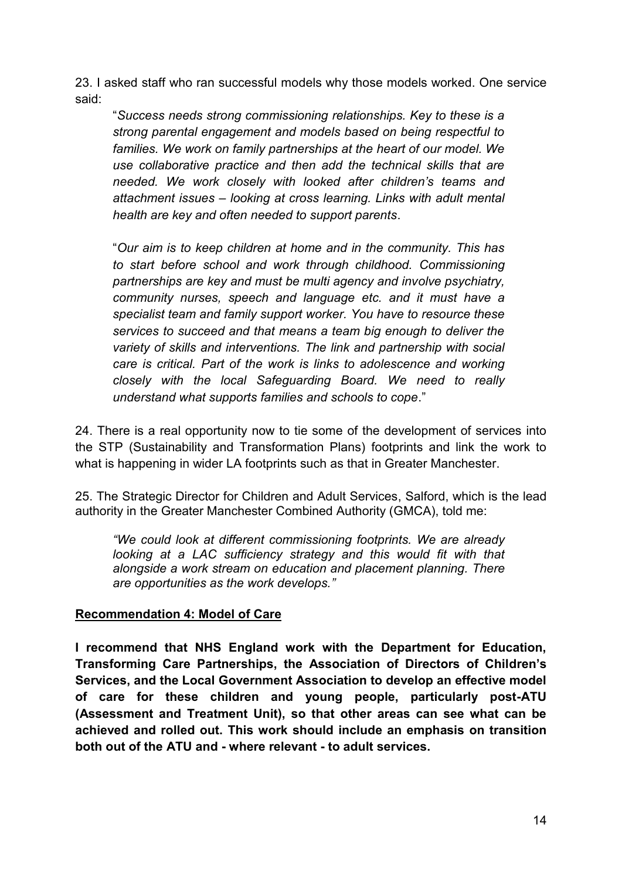23. I asked staff who ran successful models why those models worked. One service said:

> "*Success needs strong commissioning relationships. Key to these is a strong parental engagement and models based on being respectful to families. We work on family partnerships at the heart of our model. We use collaborative practice and then add the technical skills that are needed. We work closely with looked after children's teams and attachment issues – looking at cross learning. Links with adult mental health are key and often needed to support parents*.
>
> "*Our aim is to keep children at home and in the community. This has to start before school and work through childhood. Commissioning partnerships are key and must be multi agency and involve psychiatry, community nurses, speech and language etc. and it must have a specialist team and family support worker. You have to resource these services to succeed and that means a team big enough to deliver the variety of skills and interventions. The link and partnership with social care is critical. Part of the work is links to adolescence and working closely with the local Safeguarding Board. We need to really understand what supports families and schools to cope*."

24. There is a real opportunity now to tie some of the development of services into the STP (Sustainability and Transformation Plans) footprints and link the work to what is happening in wider LA footprints such as that in Greater Manchester.

25. The Strategic Director for Children and Adult Services, Salford, which is the lead authority in the Greater Manchester Combined Authority (GMCA), told me:

> *"We could look at different commissioning footprints. We are already looking at a LAC sufficiency strategy and this would fit with that alongside a work stream on education and placement planning. There are opportunities as the work develops."*

**Recommendation 4: Model of Care**

**I recommend that NHS England work with the Department for Education, Transforming Care Partnerships, the Association of Directors of Children's Services, and the Local Government Association to develop an effective model of care for these children and young people, particularly post-ATU (Assessment and Treatment Unit), so that other areas can see what can be achieved and rolled out. This work should include an emphasis on transition both out of the ATU and - where relevant - to adult services.**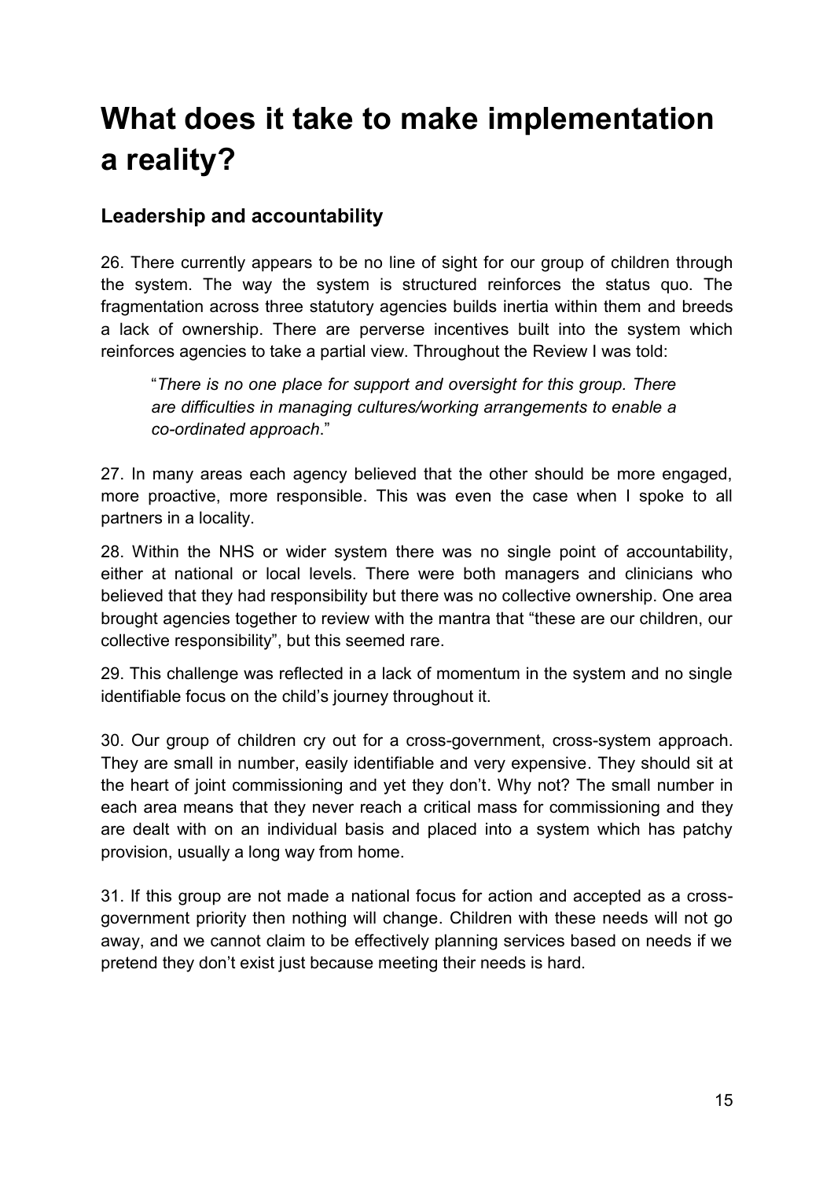# What does it take to make implementation a reality?

## Leadership and accountability

26. There currently appears to be no line of sight for our group of children through the system. The way the system is structured reinforces the status quo. The fragmentation across three statutory agencies builds inertia within them and breeds a lack of ownership. There are perverse incentives built into the system which reinforces agencies to take a partial view. Throughout the Review I was told:

> "*There is no one place for support and oversight for this group. There are difficulties in managing cultures/working arrangements to enable a co-ordinated approach*."

27. In many areas each agency believed that the other should be more engaged, more proactive, more responsible. This was even the case when I spoke to all partners in a locality.

28. Within the NHS or wider system there was no single point of accountability, either at national or local levels. There were both managers and clinicians who believed that they had responsibility but there was no collective ownership. One area brought agencies together to review with the mantra that "these are our children, our collective responsibility", but this seemed rare.

29. This challenge was reflected in a lack of momentum in the system and no single identifiable focus on the child's journey throughout it.

30. Our group of children cry out for a cross-government, cross-system approach. They are small in number, easily identifiable and very expensive. They should sit at the heart of joint commissioning and yet they don't. Why not? The small number in each area means that they never reach a critical mass for commissioning and they are dealt with on an individual basis and placed into a system which has patchy provision, usually a long way from home.

31. If this group are not made a national focus for action and accepted as a cross-government priority then nothing will change. Children with these needs will not go away, and we cannot claim to be effectively planning services based on needs if we pretend they don't exist just because meeting their needs is hard.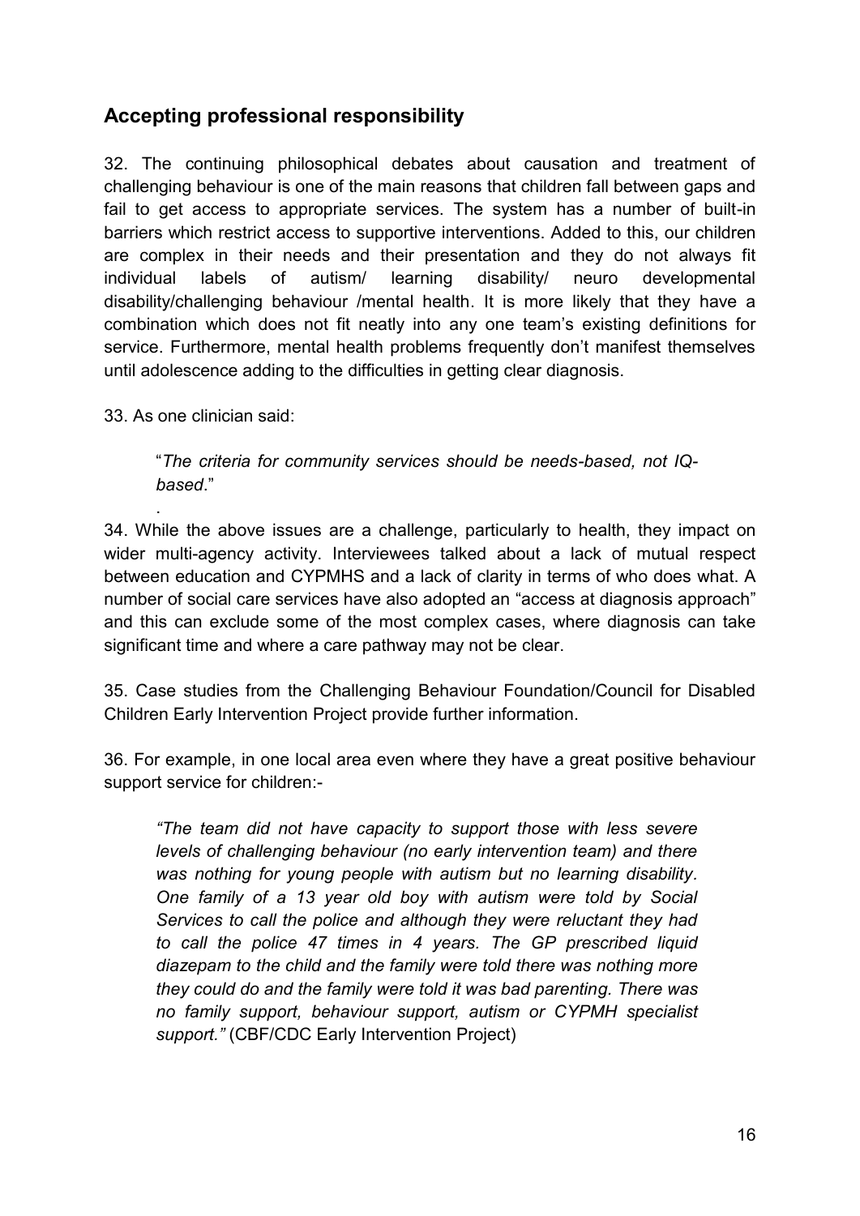## Accepting professional responsibility

32. The continuing philosophical debates about causation and treatment of challenging behaviour is one of the main reasons that children fall between gaps and fail to get access to appropriate services. The system has a number of built-in barriers which restrict access to supportive interventions. Added to this, our children are complex in their needs and their presentation and they do not always fit individual labels of autism/ learning disability/ neuro developmental disability/challenging behaviour /mental health. It is more likely that they have a combination which does not fit neatly into any one team's existing definitions for service. Furthermore, mental health problems frequently don't manifest themselves until adolescence adding to the difficulties in getting clear diagnosis.

33. As one clinician said:

> "*The criteria for community services should be needs-based, not IQ-based*."

.

34. While the above issues are a challenge, particularly to health, they impact on wider multi-agency activity. Interviewees talked about a lack of mutual respect between education and CYPMHS and a lack of clarity in terms of who does what. A number of social care services have also adopted an "access at diagnosis approach" and this can exclude some of the most complex cases, where diagnosis can take significant time and where a care pathway may not be clear.

35. Case studies from the Challenging Behaviour Foundation/Council for Disabled Children Early Intervention Project provide further information.

36. For example, in one local area even where they have a great positive behaviour support service for children:-

> *"The team did not have capacity to support those with less severe levels of challenging behaviour (no early intervention team) and there was nothing for young people with autism but no learning disability. One family of a 13 year old boy with autism were told by Social Services to call the police and although they were reluctant they had to call the police 47 times in 4 years. The GP prescribed liquid diazepam to the child and the family were told there was nothing more they could do and the family were told it was bad parenting. There was no family support, behaviour support, autism or CYPMH specialist support."* (CBF/CDC Early Intervention Project)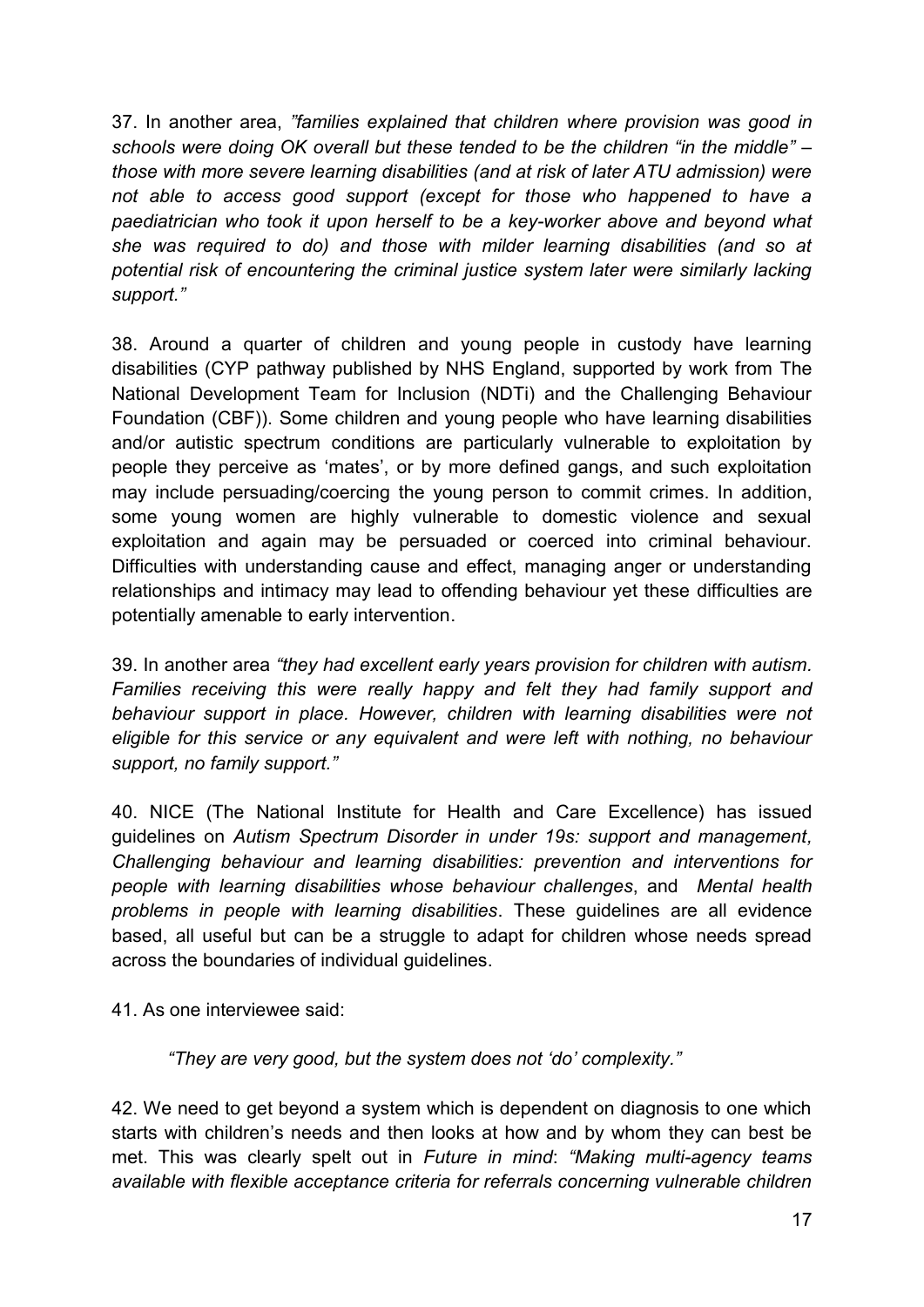37. In another area, *"families explained that children where provision was good in schools were doing OK overall but these tended to be the children "in the middle" – those with more severe learning disabilities (and at risk of later ATU admission) were not able to access good support (except for those who happened to have a paediatrician who took it upon herself to be a key-worker above and beyond what she was required to do) and those with milder learning disabilities (and so at potential risk of encountering the criminal justice system later were similarly lacking support."*

38. Around a quarter of children and young people in custody have learning disabilities (CYP pathway published by NHS England, supported by work from The National Development Team for Inclusion (NDTi) and the Challenging Behaviour Foundation (CBF)). Some children and young people who have learning disabilities and/or autistic spectrum conditions are particularly vulnerable to exploitation by people they perceive as 'mates', or by more defined gangs, and such exploitation may include persuading/coercing the young person to commit crimes. In addition, some young women are highly vulnerable to domestic violence and sexual exploitation and again may be persuaded or coerced into criminal behaviour. Difficulties with understanding cause and effect, managing anger or understanding relationships and intimacy may lead to offending behaviour yet these difficulties are potentially amenable to early intervention.

39. In another area *"they had excellent early years provision for children with autism. Families receiving this were really happy and felt they had family support and behaviour support in place. However, children with learning disabilities were not eligible for this service or any equivalent and were left with nothing, no behaviour support, no family support."*

40. NICE (The National Institute for Health and Care Excellence) has issued guidelines on *Autism Spectrum Disorder in under 19s: support and management, Challenging behaviour and learning disabilities: prevention and interventions for people with learning disabilities whose behaviour challenges*, and *Mental health problems in people with learning disabilities*. These guidelines are all evidence based, all useful but can be a struggle to adapt for children whose needs spread across the boundaries of individual guidelines.

41. As one interviewee said:

> *"They are very good, but the system does not 'do' complexity."*

42. We need to get beyond a system which is dependent on diagnosis to one which starts with children's needs and then looks at how and by whom they can best be met. This was clearly spelt out in *Future in mind*: *"Making multi-agency teams available with flexible acceptance criteria for referrals concerning vulnerable children*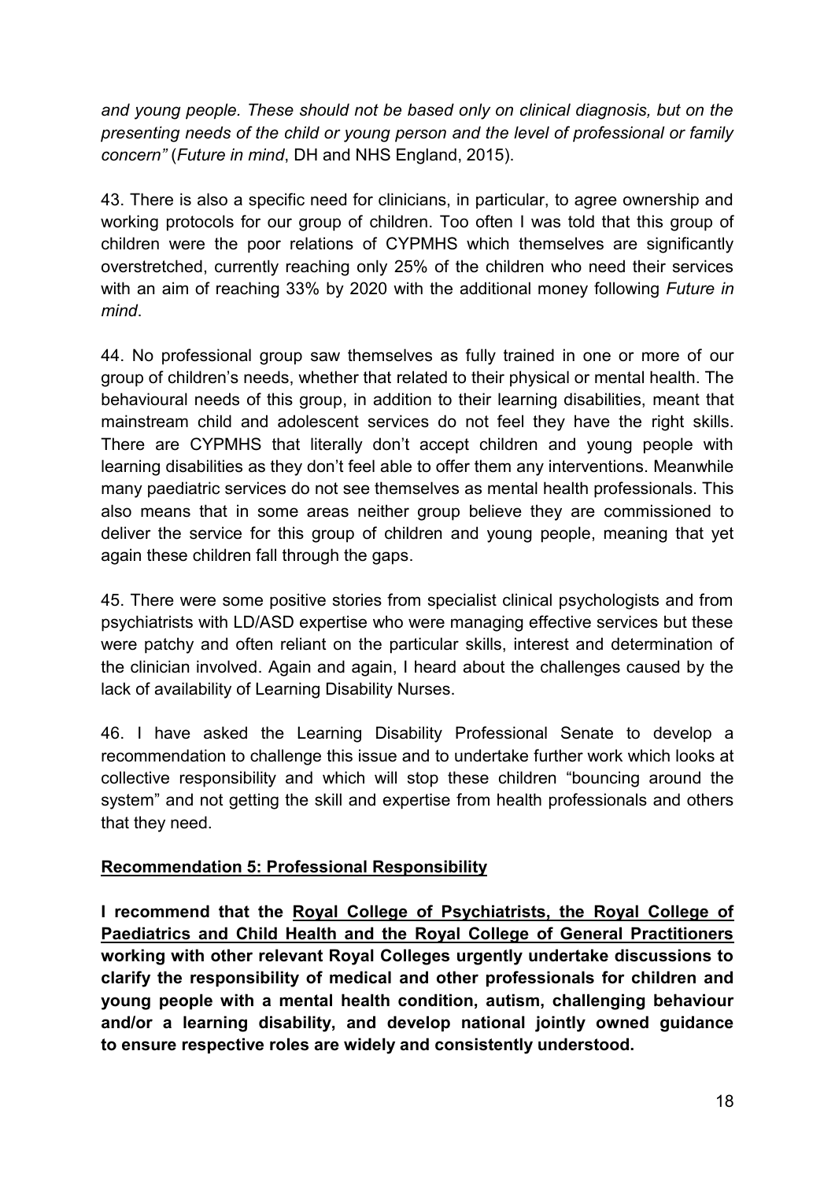*and young people. These should not be based only on clinical diagnosis, but on the presenting needs of the child or young person and the level of professional or family concern"* (*Future in mind*, DH and NHS England, 2015).

43. There is also a specific need for clinicians, in particular, to agree ownership and working protocols for our group of children. Too often I was told that this group of children were the poor relations of CYPMHS which themselves are significantly overstretched, currently reaching only 25% of the children who need their services with an aim of reaching 33% by 2020 with the additional money following *Future in mind*.

44. No professional group saw themselves as fully trained in one or more of our group of children's needs, whether that related to their physical or mental health. The behavioural needs of this group, in addition to their learning disabilities, meant that mainstream child and adolescent services do not feel they have the right skills. There are CYPMHS that literally don't accept children and young people with learning disabilities as they don't feel able to offer them any interventions. Meanwhile many paediatric services do not see themselves as mental health professionals. This also means that in some areas neither group believe they are commissioned to deliver the service for this group of children and young people, meaning that yet again these children fall through the gaps.

45. There were some positive stories from specialist clinical psychologists and from psychiatrists with LD/ASD expertise who were managing effective services but these were patchy and often reliant on the particular skills, interest and determination of the clinician involved. Again and again, I heard about the challenges caused by the lack of availability of Learning Disability Nurses.

46. I have asked the Learning Disability Professional Senate to develop a recommendation to challenge this issue and to undertake further work which looks at collective responsibility and which will stop these children "bouncing around the system" and not getting the skill and expertise from health professionals and others that they need.

**Recommendation 5: Professional Responsibility**

**I recommend that the Royal College of Psychiatrists, the Royal College of Paediatrics and Child Health and the Royal College of General Practitioners working with other relevant Royal Colleges urgently undertake discussions to clarify the responsibility of medical and other professionals for children and young people with a mental health condition, autism, challenging behaviour and/or a learning disability, and develop national jointly owned guidance to ensure respective roles are widely and consistently understood.**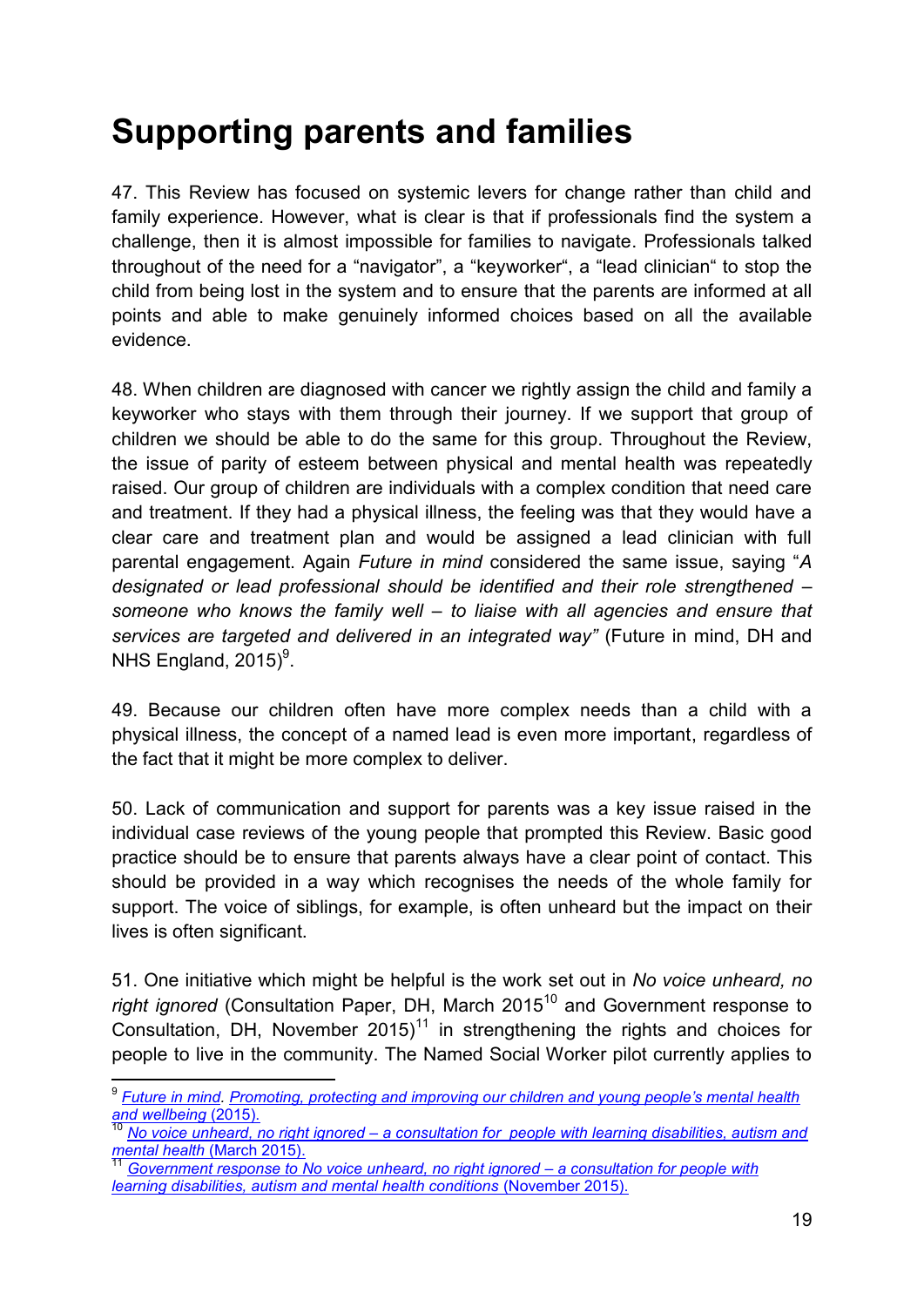# Supporting parents and families

47. This Review has focused on systemic levers for change rather than child and family experience. However, what is clear is that if professionals find the system a challenge, then it is almost impossible for families to navigate. Professionals talked throughout of the need for a "navigator", a "keyworker", a "lead clinician" to stop the child from being lost in the system and to ensure that the parents are informed at all points and able to make genuinely informed choices based on all the available evidence.

48. When children are diagnosed with cancer we rightly assign the child and family a keyworker who stays with them through their journey. If we support that group of children we should be able to do the same for this group. Throughout the Review, the issue of parity of esteem between physical and mental health was repeatedly raised. Our group of children are individuals with a complex condition that need care and treatment. If they had a physical illness, the feeling was that they would have a clear care and treatment plan and would be assigned a lead clinician with full parental engagement. Again *Future in mind* considered the same issue, saying "*A designated or lead professional should be identified and their role strengthened – someone who knows the family well – to liaise with all agencies and ensure that services are targeted and delivered in an integrated way"* (Future in mind, DH and NHS England, 2015)[9].

49. Because our children often have more complex needs than a child with a physical illness, the concept of a named lead is even more important, regardless of the fact that it might be more complex to deliver.

50. Lack of communication and support for parents was a key issue raised in the individual case reviews of the young people that prompted this Review. Basic good practice should be to ensure that parents always have a clear point of contact. This should be provided in a way which recognises the needs of the whole family for support. The voice of siblings, for example, is often unheard but the impact on their lives is often significant.

51. One initiative which might be helpful is the work set out in *No voice unheard, no right ignored* (Consultation Paper, DH, March 2015[10] and Government response to Consultation, DH, November 2015)[11] in strengthening the rights and choices for people to live in the community. The Named Social Worker pilot currently applies to

---

[9] *Future in mind*. *Promoting, protecting and improving our children and young people's mental health and wellbeing* (2015).

[10] *No voice unheard, no right ignored – a consultation for people with learning disabilities, autism and mental health* (March 2015).

[11] *Government response to No voice unheard, no right ignored – a consultation for people with learning disabilities, autism and mental health conditions* (November 2015).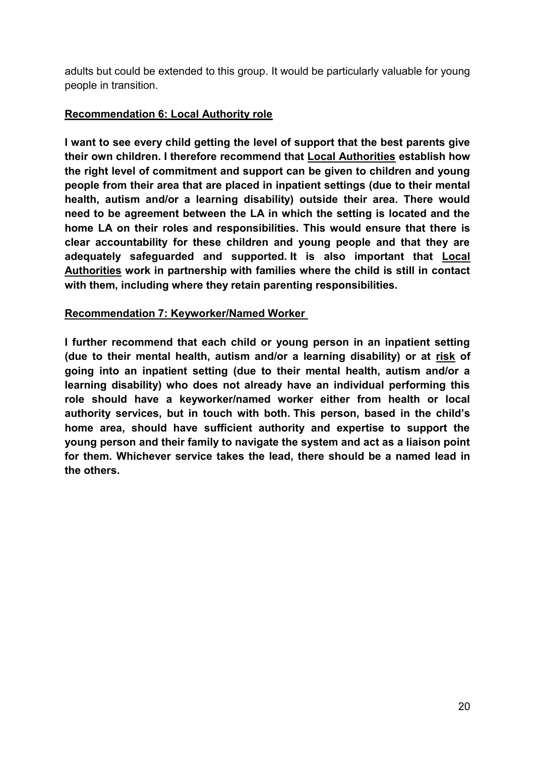adults but could be extended to this group. It would be particularly valuable for young people in transition.

**Recommendation 6: Local Authority role**

**I want to see every child getting the level of support that the best parents give their own children. I therefore recommend that Local Authorities establish how the right level of commitment and support can be given to children and young people from their area that are placed in inpatient settings (due to their mental health, autism and/or a learning disability) outside their area. There would need to be agreement between the LA in which the setting is located and the home LA on their roles and responsibilities. This would ensure that there is clear accountability for these children and young people and that they are adequately safeguarded and supported. It is also important that Local Authorities work in partnership with families where the child is still in contact with them, including where they retain parenting responsibilities.**

**Recommendation 7: Keyworker/Named Worker**

**I further recommend that each child or young person in an inpatient setting (due to their mental health, autism and/or a learning disability) or at risk of going into an inpatient setting (due to their mental health, autism and/or a learning disability) who does not already have an individual performing this role should have a keyworker/named worker either from health or local authority services, but in touch with both. This person, based in the child's home area, should have sufficient authority and expertise to support the young person and their family to navigate the system and act as a liaison point for them. Whichever service takes the lead, there should be a named lead in the others.**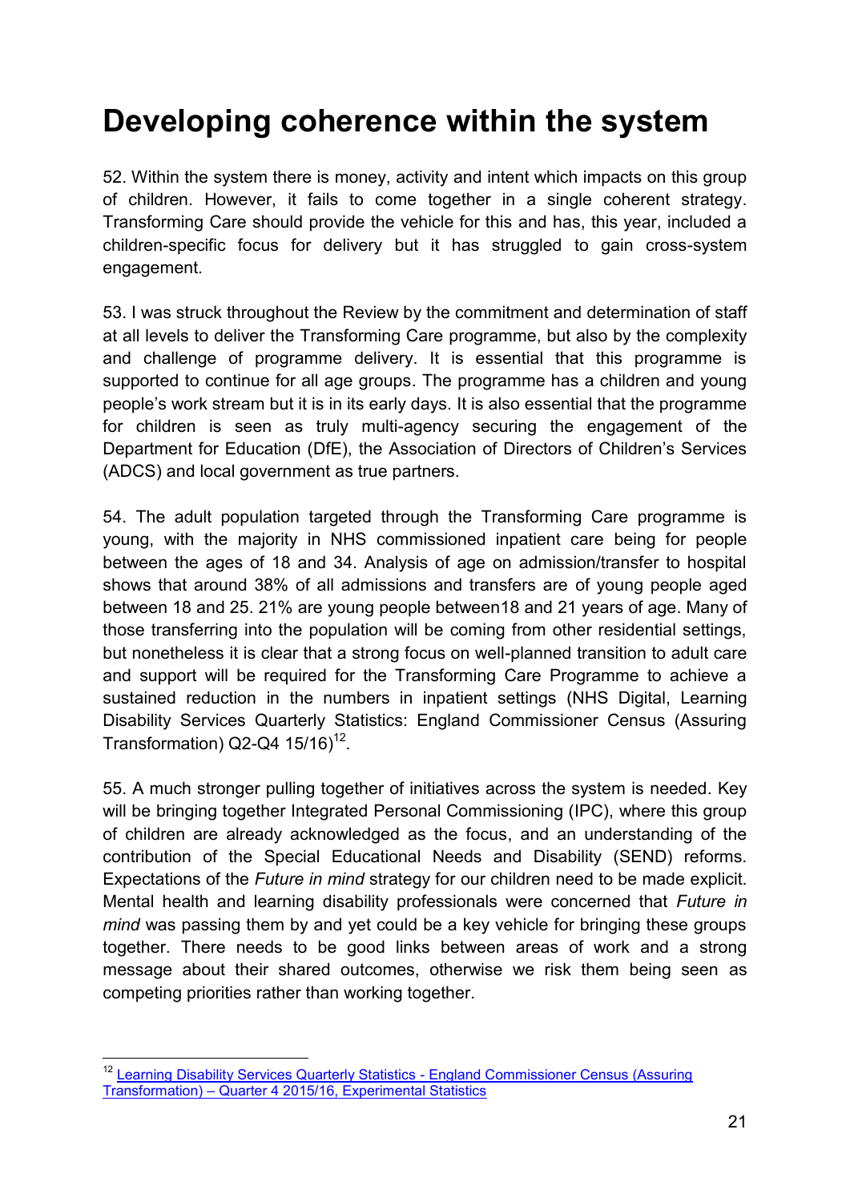# Developing coherence within the system

52. Within the system there is money, activity and intent which impacts on this group of children. However, it fails to come together in a single coherent strategy. Transforming Care should provide the vehicle for this and has, this year, included a children-specific focus for delivery but it has struggled to gain cross-system engagement.

53. I was struck throughout the Review by the commitment and determination of staff at all levels to deliver the Transforming Care programme, but also by the complexity and challenge of programme delivery. It is essential that this programme is supported to continue for all age groups. The programme has a children and young people's work stream but it is in its early days. It is also essential that the programme for children is seen as truly multi-agency securing the engagement of the Department for Education (DfE), the Association of Directors of Children's Services (ADCS) and local government as true partners.

54. The adult population targeted through the Transforming Care programme is young, with the majority in NHS commissioned inpatient care being for people between the ages of 18 and 34. Analysis of age on admission/transfer to hospital shows that around 38% of all admissions and transfers are of young people aged between 18 and 25. 21% are young people between18 and 21 years of age. Many of those transferring into the population will be coming from other residential settings, but nonetheless it is clear that a strong focus on well-planned transition to adult care and support will be required for the Transforming Care Programme to achieve a sustained reduction in the numbers in inpatient settings (NHS Digital, Learning Disability Services Quarterly Statistics: England Commissioner Census (Assuring Transformation) Q2-Q4 15/16)[12].

55. A much stronger pulling together of initiatives across the system is needed. Key will be bringing together Integrated Personal Commissioning (IPC), where this group of children are already acknowledged as the focus, and an understanding of the contribution of the Special Educational Needs and Disability (SEND) reforms. Expectations of the *Future in mind* strategy for our children need to be made explicit. Mental health and learning disability professionals were concerned that *Future in mind* was passing them by and yet could be a key vehicle for bringing these groups together. There needs to be good links between areas of work and a strong message about their shared outcomes, otherwise we risk them being seen as competing priorities rather than working together.

---

[12] Learning Disability Services Quarterly Statistics - England Commissioner Census (Assuring Transformation) – Quarter 4 2015/16, Experimental Statistics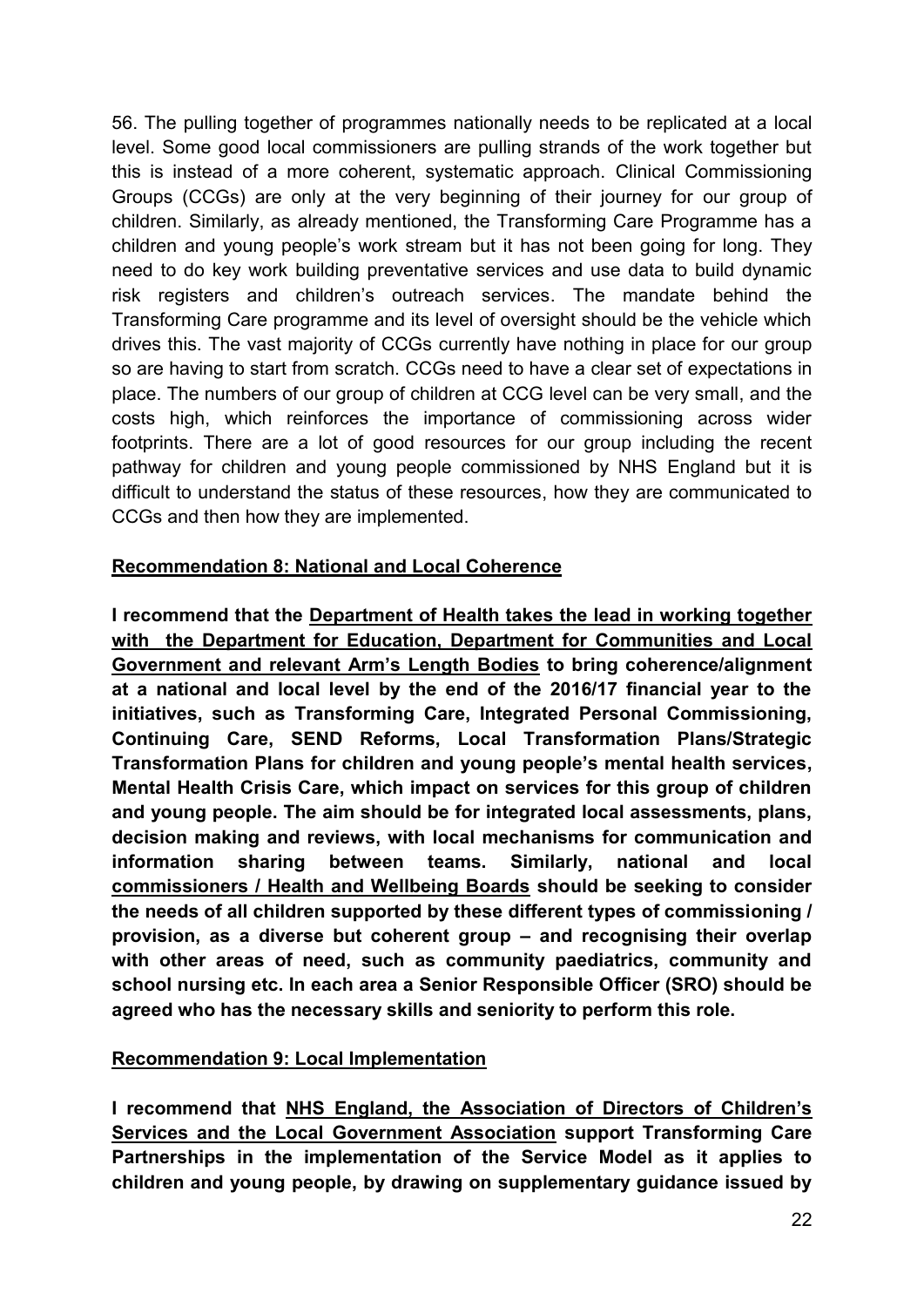56. The pulling together of programmes nationally needs to be replicated at a local level. Some good local commissioners are pulling strands of the work together but this is instead of a more coherent, systematic approach. Clinical Commissioning Groups (CCGs) are only at the very beginning of their journey for our group of children. Similarly, as already mentioned, the Transforming Care Programme has a children and young people's work stream but it has not been going for long. They need to do key work building preventative services and use data to build dynamic risk registers and children's outreach services. The mandate behind the Transforming Care programme and its level of oversight should be the vehicle which drives this. The vast majority of CCGs currently have nothing in place for our group so are having to start from scratch. CCGs need to have a clear set of expectations in place. The numbers of our group of children at CCG level can be very small, and the costs high, which reinforces the importance of commissioning across wider footprints. There are a lot of good resources for our group including the recent pathway for children and young people commissioned by NHS England but it is difficult to understand the status of these resources, how they are communicated to CCGs and then how they are implemented.

**Recommendation 8: National and Local Coherence**

**I recommend that the Department of Health takes the lead in working together with the Department for Education, Department for Communities and Local Government and relevant Arm's Length Bodies to bring coherence/alignment at a national and local level by the end of the 2016/17 financial year to the initiatives, such as Transforming Care, Integrated Personal Commissioning, Continuing Care, SEND Reforms, Local Transformation Plans/Strategic Transformation Plans for children and young people's mental health services, Mental Health Crisis Care, which impact on services for this group of children and young people. The aim should be for integrated local assessments, plans, decision making and reviews, with local mechanisms for communication and information sharing between teams. Similarly, national and local commissioners / Health and Wellbeing Boards should be seeking to consider the needs of all children supported by these different types of commissioning / provision, as a diverse but coherent group – and recognising their overlap with other areas of need, such as community paediatrics, community and school nursing etc. In each area a Senior Responsible Officer (SRO) should be agreed who has the necessary skills and seniority to perform this role.**

**Recommendation 9: Local Implementation**

**I recommend that NHS England, the Association of Directors of Children's Services and the Local Government Association support Transforming Care Partnerships in the implementation of the Service Model as it applies to children and young people, by drawing on supplementary guidance issued by**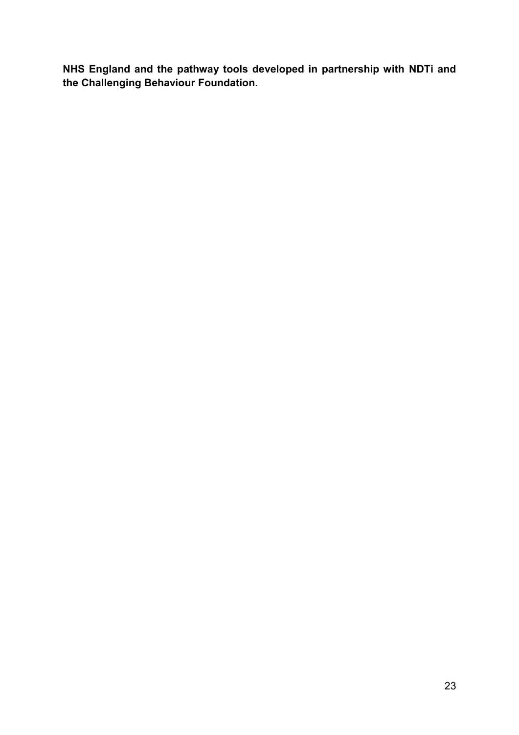**NHS England and the pathway tools developed in partnership with NDTi and the Challenging Behaviour Foundation.**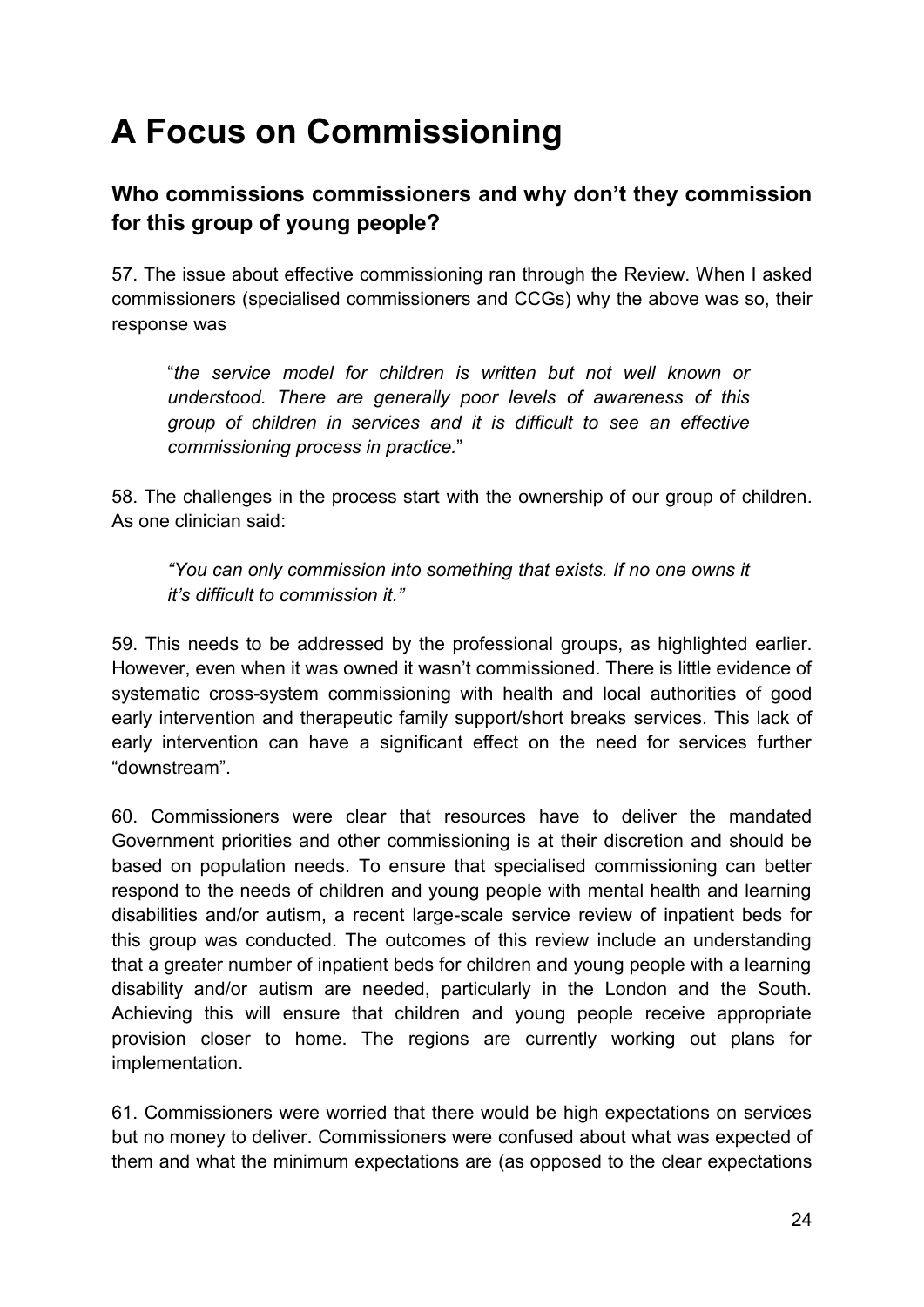# A Focus on Commissioning

## Who commissions commissioners and why don't they commission for this group of young people?

57. The issue about effective commissioning ran through the Review. When I asked commissioners (specialised commissioners and CCGs) why the above was so, their response was

> "*the service model for children is written but not well known or understood. There are generally poor levels of awareness of this group of children in services and it is difficult to see an effective commissioning process in practice.*"

58. The challenges in the process start with the ownership of our group of children. As one clinician said:

> *"You can only commission into something that exists. If no one owns it it's difficult to commission it."*

59. This needs to be addressed by the professional groups, as highlighted earlier. However, even when it was owned it wasn't commissioned. There is little evidence of systematic cross-system commissioning with health and local authorities of good early intervention and therapeutic family support/short breaks services. This lack of early intervention can have a significant effect on the need for services further "downstream".

60. Commissioners were clear that resources have to deliver the mandated Government priorities and other commissioning is at their discretion and should be based on population needs. To ensure that specialised commissioning can better respond to the needs of children and young people with mental health and learning disabilities and/or autism, a recent large-scale service review of inpatient beds for this group was conducted. The outcomes of this review include an understanding that a greater number of inpatient beds for children and young people with a learning disability and/or autism are needed, particularly in the London and the South. Achieving this will ensure that children and young people receive appropriate provision closer to home. The regions are currently working out plans for implementation.

61. Commissioners were worried that there would be high expectations on services but no money to deliver. Commissioners were confused about what was expected of them and what the minimum expectations are (as opposed to the clear expectations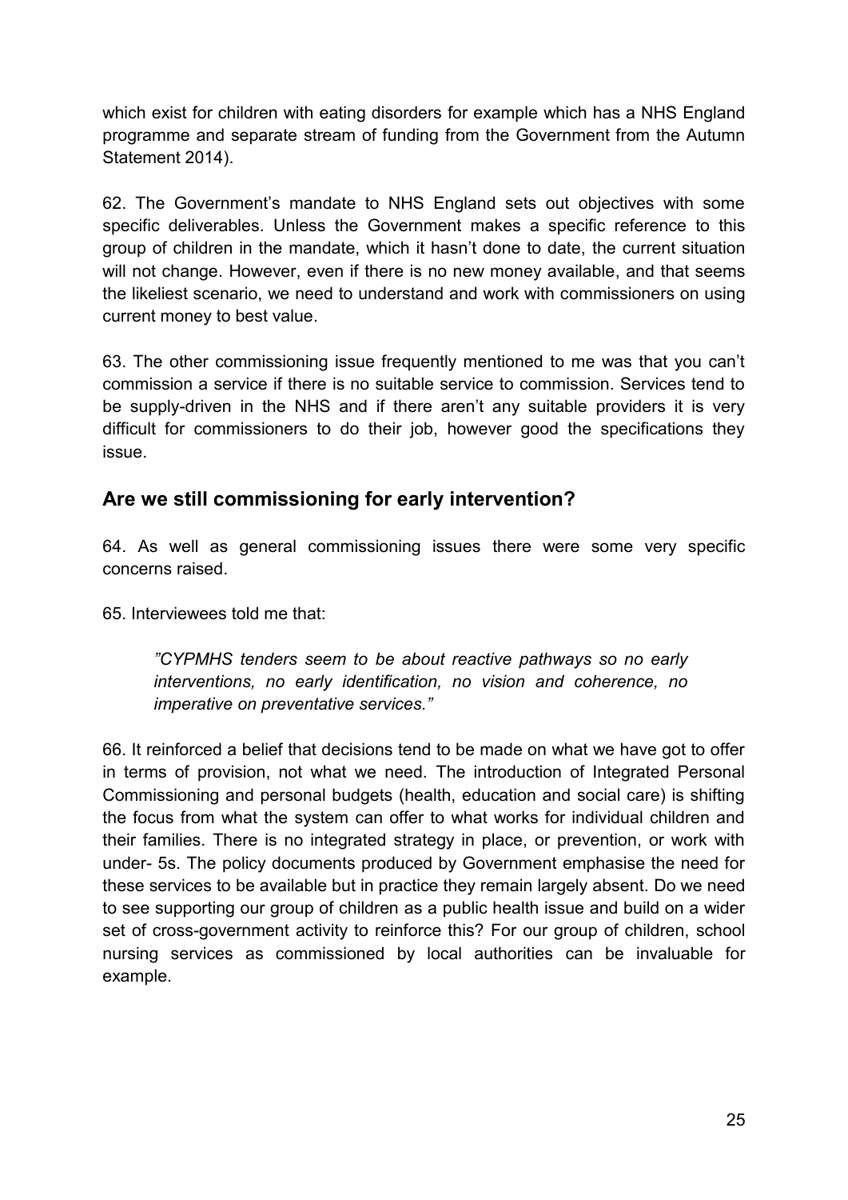which exist for children with eating disorders for example which has a NHS England programme and separate stream of funding from the Government from the Autumn Statement 2014).

62. The Government's mandate to NHS England sets out objectives with some specific deliverables. Unless the Government makes a specific reference to this group of children in the mandate, which it hasn't done to date, the current situation will not change. However, even if there is no new money available, and that seems the likeliest scenario, we need to understand and work with commissioners on using current money to best value.

63. The other commissioning issue frequently mentioned to me was that you can't commission a service if there is no suitable service to commission. Services tend to be supply-driven in the NHS and if there aren't any suitable providers it is very difficult for commissioners to do their job, however good the specifications they issue.

## Are we still commissioning for early intervention?

64. As well as general commissioning issues there were some very specific concerns raised.

65. Interviewees told me that:

> *"CYPMHS tenders seem to be about reactive pathways so no early interventions, no early identification, no vision and coherence, no imperative on preventative services."*

66. It reinforced a belief that decisions tend to be made on what we have got to offer in terms of provision, not what we need. The introduction of Integrated Personal Commissioning and personal budgets (health, education and social care) is shifting the focus from what the system can offer to what works for individual children and their families. There is no integrated strategy in place, or prevention, or work with under- 5s. The policy documents produced by Government emphasise the need for these services to be available but in practice they remain largely absent. Do we need to see supporting our group of children as a public health issue and build on a wider set of cross-government activity to reinforce this? For our group of children, school nursing services as commissioned by local authorities can be invaluable for example.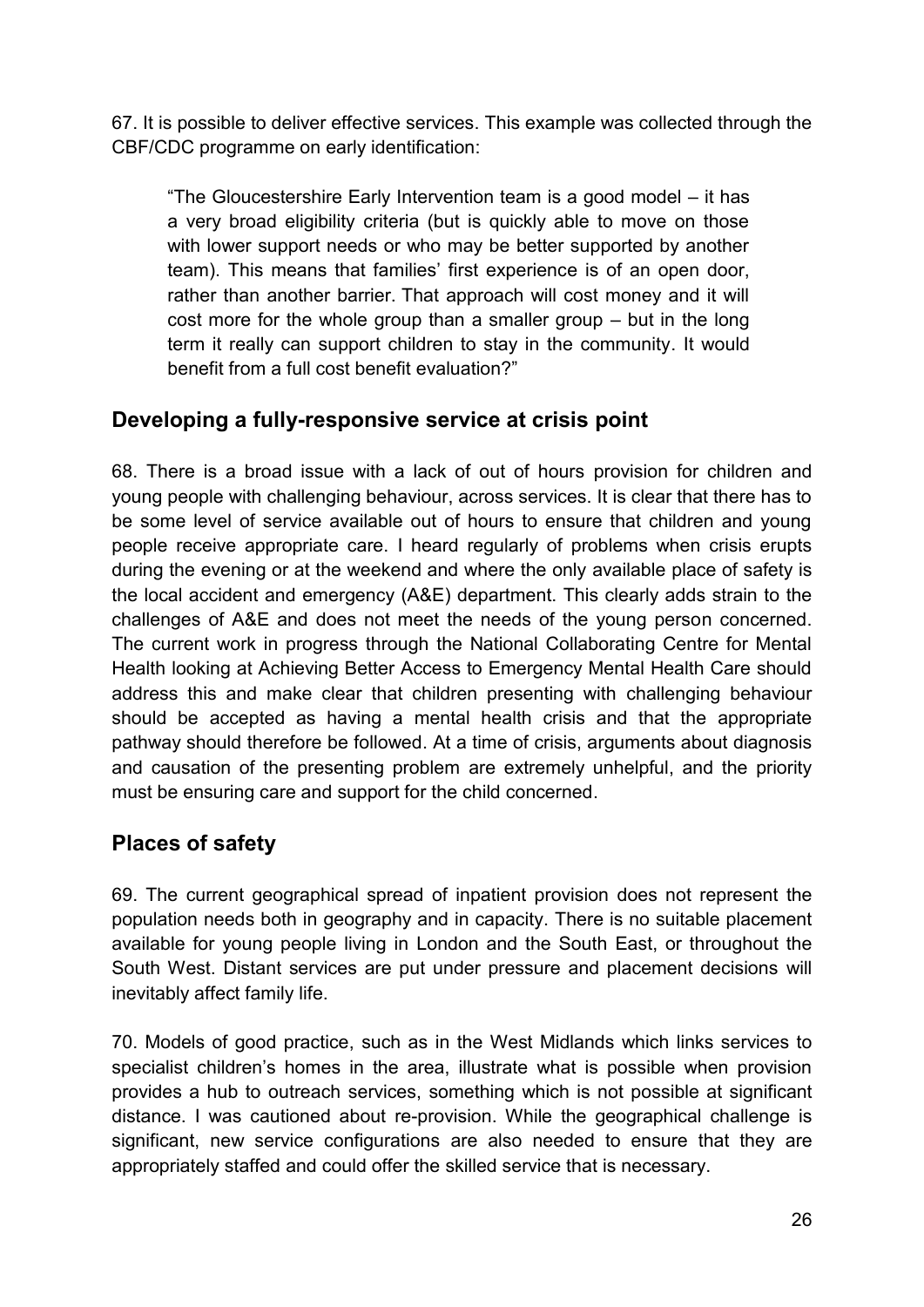67. It is possible to deliver effective services. This example was collected through the CBF/CDC programme on early identification:

> "The Gloucestershire Early Intervention team is a good model – it has a very broad eligibility criteria (but is quickly able to move on those with lower support needs or who may be better supported by another team). This means that families' first experience is of an open door, rather than another barrier. That approach will cost money and it will cost more for the whole group than a smaller group – but in the long term it really can support children to stay in the community. It would benefit from a full cost benefit evaluation?"

## Developing a fully-responsive service at crisis point

68. There is a broad issue with a lack of out of hours provision for children and young people with challenging behaviour, across services. It is clear that there has to be some level of service available out of hours to ensure that children and young people receive appropriate care. I heard regularly of problems when crisis erupts during the evening or at the weekend and where the only available place of safety is the local accident and emergency (A&E) department. This clearly adds strain to the challenges of A&E and does not meet the needs of the young person concerned. The current work in progress through the National Collaborating Centre for Mental Health looking at Achieving Better Access to Emergency Mental Health Care should address this and make clear that children presenting with challenging behaviour should be accepted as having a mental health crisis and that the appropriate pathway should therefore be followed. At a time of crisis, arguments about diagnosis and causation of the presenting problem are extremely unhelpful, and the priority must be ensuring care and support for the child concerned.

## Places of safety

69. The current geographical spread of inpatient provision does not represent the population needs both in geography and in capacity. There is no suitable placement available for young people living in London and the South East, or throughout the South West. Distant services are put under pressure and placement decisions will inevitably affect family life.

70. Models of good practice, such as in the West Midlands which links services to specialist children's homes in the area, illustrate what is possible when provision provides a hub to outreach services, something which is not possible at significant distance. I was cautioned about re-provision. While the geographical challenge is significant, new service configurations are also needed to ensure that they are appropriately staffed and could offer the skilled service that is necessary.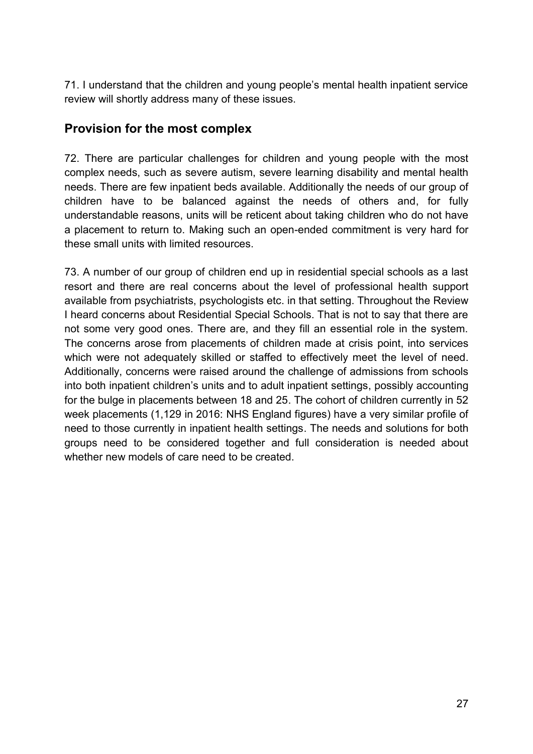71. I understand that the children and young people's mental health inpatient service review will shortly address many of these issues.

## Provision for the most complex

72. There are particular challenges for children and young people with the most complex needs, such as severe autism, severe learning disability and mental health needs. There are few inpatient beds available. Additionally the needs of our group of children have to be balanced against the needs of others and, for fully understandable reasons, units will be reticent about taking children who do not have a placement to return to. Making such an open-ended commitment is very hard for these small units with limited resources.

73. A number of our group of children end up in residential special schools as a last resort and there are real concerns about the level of professional health support available from psychiatrists, psychologists etc. in that setting. Throughout the Review I heard concerns about Residential Special Schools. That is not to say that there are not some very good ones. There are, and they fill an essential role in the system. The concerns arose from placements of children made at crisis point, into services which were not adequately skilled or staffed to effectively meet the level of need. Additionally, concerns were raised around the challenge of admissions from schools into both inpatient children's units and to adult inpatient settings, possibly accounting for the bulge in placements between 18 and 25. The cohort of children currently in 52 week placements (1,129 in 2016: NHS England figures) have a very similar profile of need to those currently in inpatient health settings. The needs and solutions for both groups need to be considered together and full consideration is needed about whether new models of care need to be created.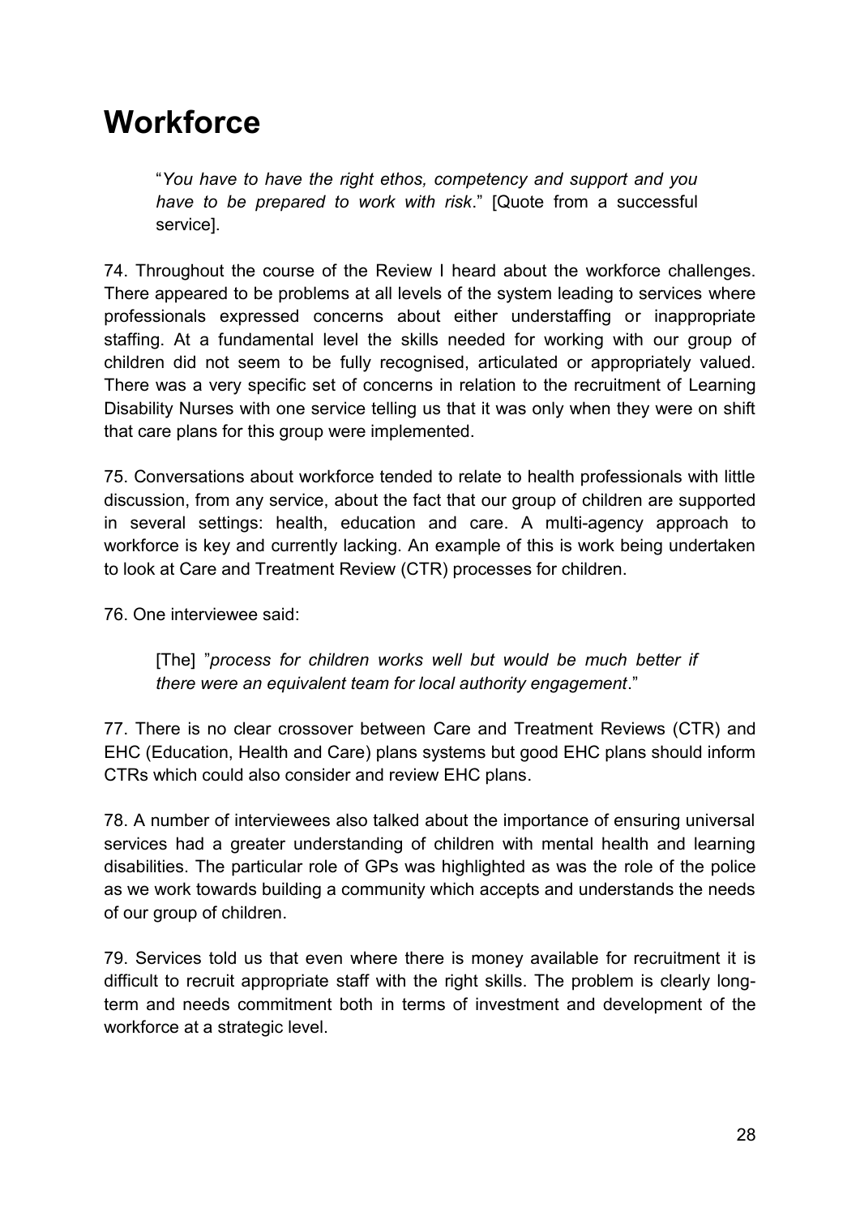# Workforce

> "*You have to have the right ethos, competency and support and you have to be prepared to work with risk*." [Quote from a successful service].

74. Throughout the course of the Review I heard about the workforce challenges. There appeared to be problems at all levels of the system leading to services where professionals expressed concerns about either understaffing or inappropriate staffing. At a fundamental level the skills needed for working with our group of children did not seem to be fully recognised, articulated or appropriately valued. There was a very specific set of concerns in relation to the recruitment of Learning Disability Nurses with one service telling us that it was only when they were on shift that care plans for this group were implemented.

75. Conversations about workforce tended to relate to health professionals with little discussion, from any service, about the fact that our group of children are supported in several settings: health, education and care. A multi-agency approach to workforce is key and currently lacking. An example of this is work being undertaken to look at Care and Treatment Review (CTR) processes for children.

76. One interviewee said:

> [The] "*process for children works well but would be much better if there were an equivalent team for local authority engagement*."

77. There is no clear crossover between Care and Treatment Reviews (CTR) and EHC (Education, Health and Care) plans systems but good EHC plans should inform CTRs which could also consider and review EHC plans.

78. A number of interviewees also talked about the importance of ensuring universal services had a greater understanding of children with mental health and learning disabilities. The particular role of GPs was highlighted as was the role of the police as we work towards building a community which accepts and understands the needs of our group of children.

79. Services told us that even where there is money available for recruitment it is difficult to recruit appropriate staff with the right skills. The problem is clearly long-term and needs commitment both in terms of investment and development of the workforce at a strategic level.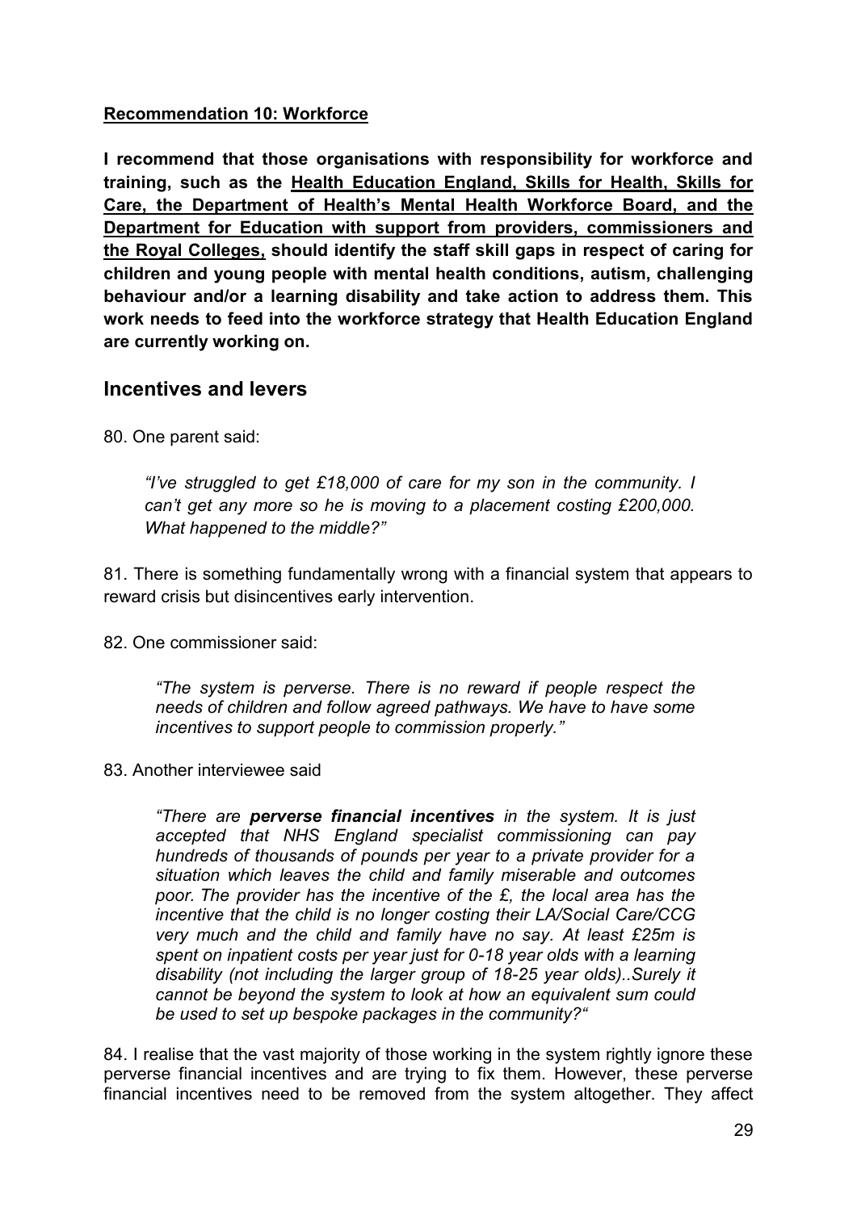**Recommendation 10: Workforce**

**I recommend that those organisations with responsibility for workforce and training, such as the Health Education England, Skills for Health, Skills for Care, the Department of Health's Mental Health Workforce Board, and the Department for Education with support from providers, commissioners and the Royal Colleges, should identify the staff skill gaps in respect of caring for children and young people with mental health conditions, autism, challenging behaviour and/or a learning disability and take action to address them. This work needs to feed into the workforce strategy that Health Education England are currently working on.**

## Incentives and levers

80. One parent said:

> *"I've struggled to get £18,000 of care for my son in the community. I can't get any more so he is moving to a placement costing £200,000. What happened to the middle?"*

81. There is something fundamentally wrong with a financial system that appears to reward crisis but disincentives early intervention.

82. One commissioner said:

> *"The system is perverse. There is no reward if people respect the needs of children and follow agreed pathways. We have to have some incentives to support people to commission properly."*

83. Another interviewee said

> *"There are **perverse financial incentives** in the system. It is just accepted that NHS England specialist commissioning can pay hundreds of thousands of pounds per year to a private provider for a situation which leaves the child and family miserable and outcomes poor. The provider has the incentive of the £, the local area has the incentive that the child is no longer costing their LA/Social Care/CCG very much and the child and family have no say. At least £25m is spent on inpatient costs per year just for 0-18 year olds with a learning disability (not including the larger group of 18-25 year olds)..Surely it cannot be beyond the system to look at how an equivalent sum could be used to set up bespoke packages in the community?"*

84. I realise that the vast majority of those working in the system rightly ignore these perverse financial incentives and are trying to fix them. However, these perverse financial incentives need to be removed from the system altogether. They affect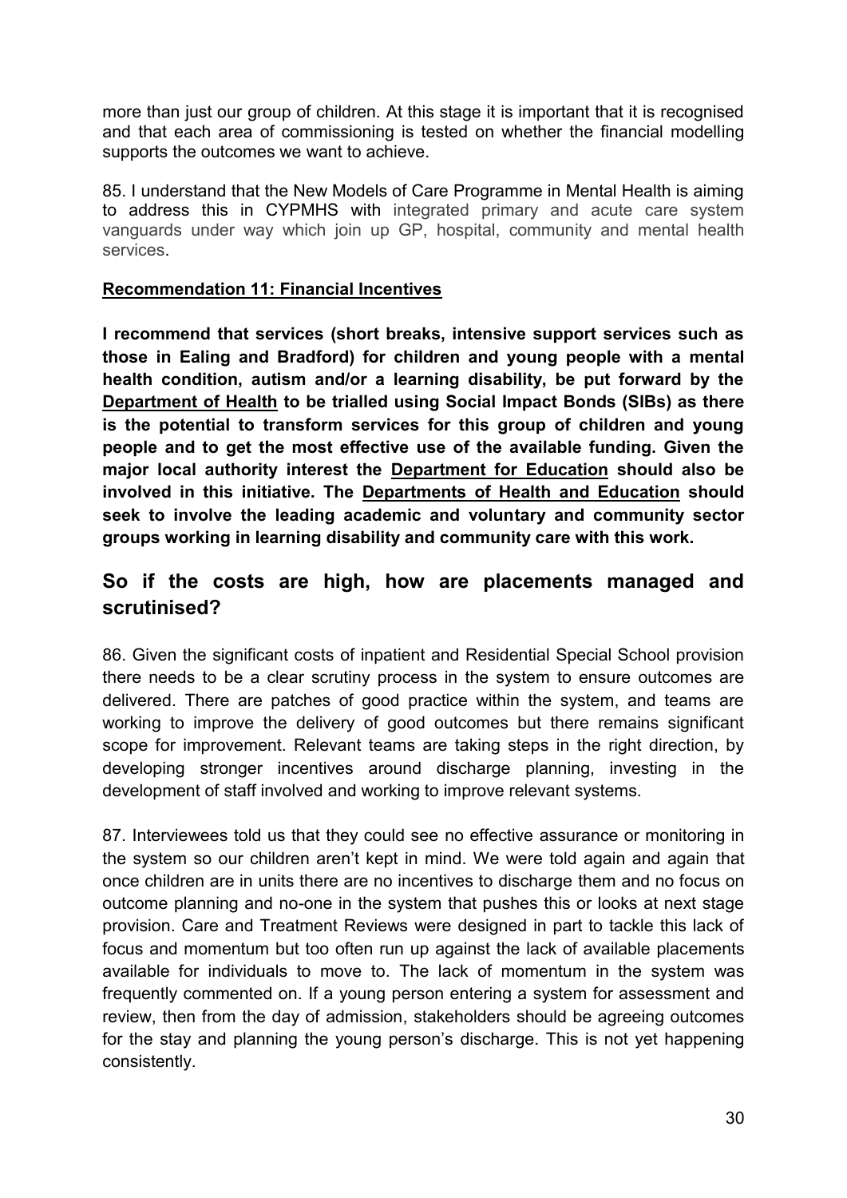more than just our group of children. At this stage it is important that it is recognised and that each area of commissioning is tested on whether the financial modelling supports the outcomes we want to achieve.

85. I understand that the New Models of Care Programme in Mental Health is aiming to address this in CYPMHS with integrated primary and acute care system vanguards under way which join up GP, hospital, community and mental health services.

**Recommendation 11: Financial Incentives**

**I recommend that services (short breaks, intensive support services such as those in Ealing and Bradford) for children and young people with a mental health condition, autism and/or a learning disability, be put forward by the Department of Health to be trialled using Social Impact Bonds (SIBs) as there is the potential to transform services for this group of children and young people and to get the most effective use of the available funding. Given the major local authority interest the Department for Education should also be involved in this initiative. The Departments of Health and Education should seek to involve the leading academic and voluntary and community sector groups working in learning disability and community care with this work.**

## So if the costs are high, how are placements managed and scrutinised?

86. Given the significant costs of inpatient and Residential Special School provision there needs to be a clear scrutiny process in the system to ensure outcomes are delivered. There are patches of good practice within the system, and teams are working to improve the delivery of good outcomes but there remains significant scope for improvement. Relevant teams are taking steps in the right direction, by developing stronger incentives around discharge planning, investing in the development of staff involved and working to improve relevant systems.

87. Interviewees told us that they could see no effective assurance or monitoring in the system so our children aren't kept in mind. We were told again and again that once children are in units there are no incentives to discharge them and no focus on outcome planning and no-one in the system that pushes this or looks at next stage provision. Care and Treatment Reviews were designed in part to tackle this lack of focus and momentum but too often run up against the lack of available placements available for individuals to move to. The lack of momentum in the system was frequently commented on. If a young person entering a system for assessment and review, then from the day of admission, stakeholders should be agreeing outcomes for the stay and planning the young person's discharge. This is not yet happening consistently.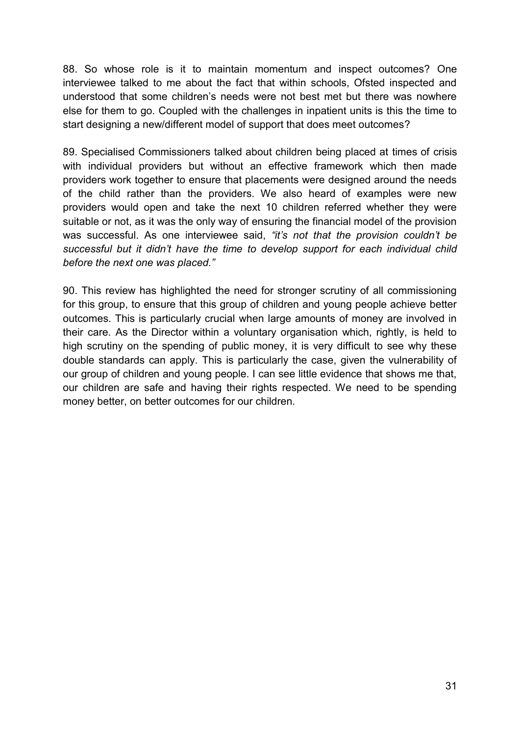88. So whose role is it to maintain momentum and inspect outcomes? One interviewee talked to me about the fact that within schools, Ofsted inspected and understood that some children's needs were not best met but there was nowhere else for them to go. Coupled with the challenges in inpatient units is this the time to start designing a new/different model of support that does meet outcomes?

89. Specialised Commissioners talked about children being placed at times of crisis with individual providers but without an effective framework which then made providers work together to ensure that placements were designed around the needs of the child rather than the providers. We also heard of examples were new providers would open and take the next 10 children referred whether they were suitable or not, as it was the only way of ensuring the financial model of the provision was successful. As one interviewee said, *"it's not that the provision couldn't be successful but it didn't have the time to develop support for each individual child before the next one was placed."*

90. This review has highlighted the need for stronger scrutiny of all commissioning for this group, to ensure that this group of children and young people achieve better outcomes. This is particularly crucial when large amounts of money are involved in their care. As the Director within a voluntary organisation which, rightly, is held to high scrutiny on the spending of public money, it is very difficult to see why these double standards can apply. This is particularly the case, given the vulnerability of our group of children and young people. I can see little evidence that shows me that, our children are safe and having their rights respected. We need to be spending money better, on better outcomes for our children.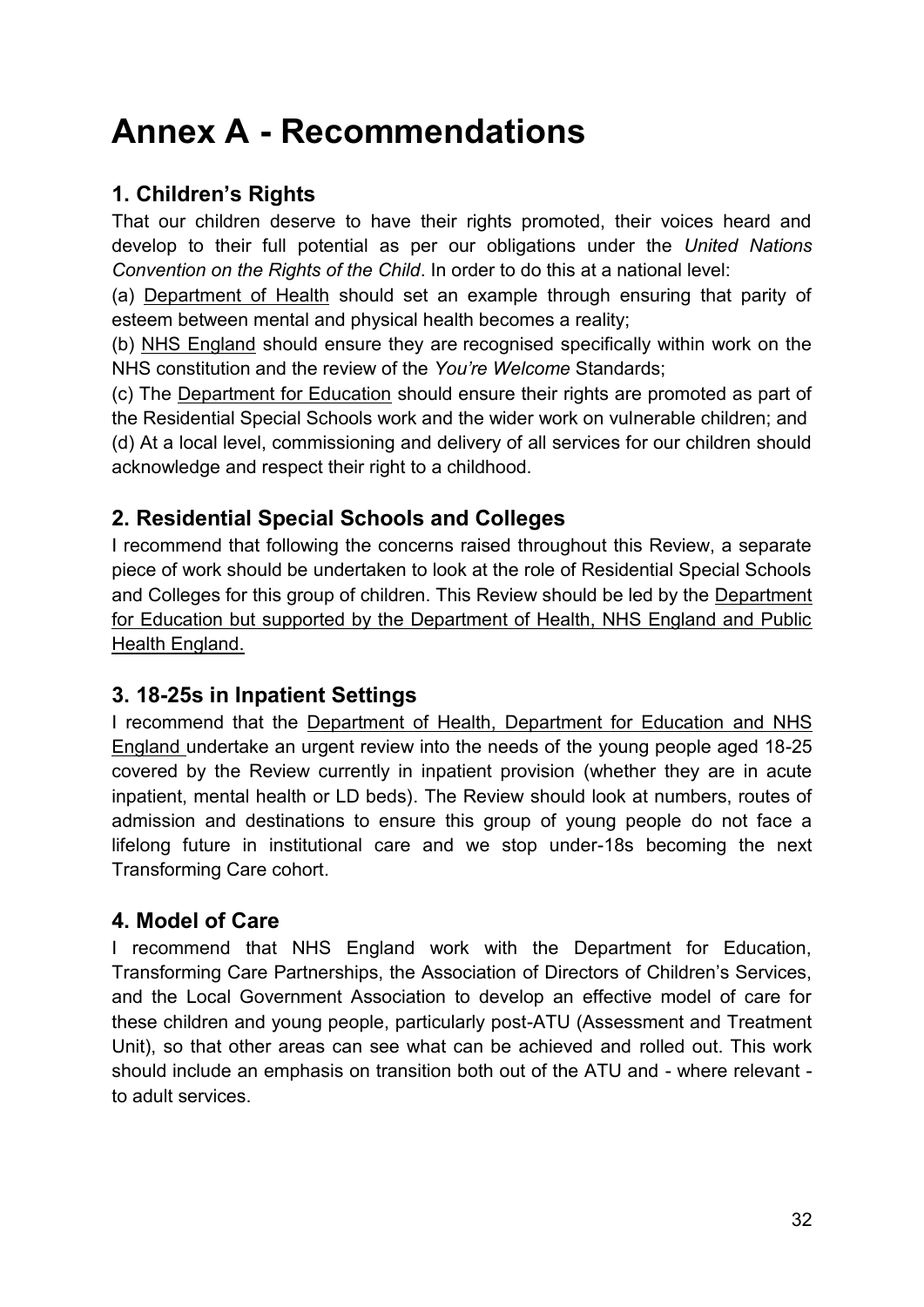# Annex A - Recommendations

## 1. Children's Rights

That our children deserve to have their rights promoted, their voices heard and develop to their full potential as per our obligations under the *United Nations Convention on the Rights of the Child*. In order to do this at a national level:

(a) Department of Health should set an example through ensuring that parity of esteem between mental and physical health becomes a reality;

(b) NHS England should ensure they are recognised specifically within work on the NHS constitution and the review of the *You're Welcome* Standards;

(c) The Department for Education should ensure their rights are promoted as part of the Residential Special Schools work and the wider work on vulnerable children; and

(d) At a local level, commissioning and delivery of all services for our children should acknowledge and respect their right to a childhood.

## 2. Residential Special Schools and Colleges

I recommend that following the concerns raised throughout this Review, a separate piece of work should be undertaken to look at the role of Residential Special Schools and Colleges for this group of children. This Review should be led by the Department for Education but supported by the Department of Health, NHS England and Public Health England.

## 3. 18-25s in Inpatient Settings

I recommend that the Department of Health, Department for Education and NHS England undertake an urgent review into the needs of the young people aged 18-25 covered by the Review currently in inpatient provision (whether they are in acute inpatient, mental health or LD beds). The Review should look at numbers, routes of admission and destinations to ensure this group of young people do not face a lifelong future in institutional care and we stop under-18s becoming the next Transforming Care cohort.

## 4. Model of Care

I recommend that NHS England work with the Department for Education, Transforming Care Partnerships, the Association of Directors of Children's Services, and the Local Government Association to develop an effective model of care for these children and young people, particularly post-ATU (Assessment and Treatment Unit), so that other areas can see what can be achieved and rolled out. This work should include an emphasis on transition both out of the ATU and - where relevant - to adult services.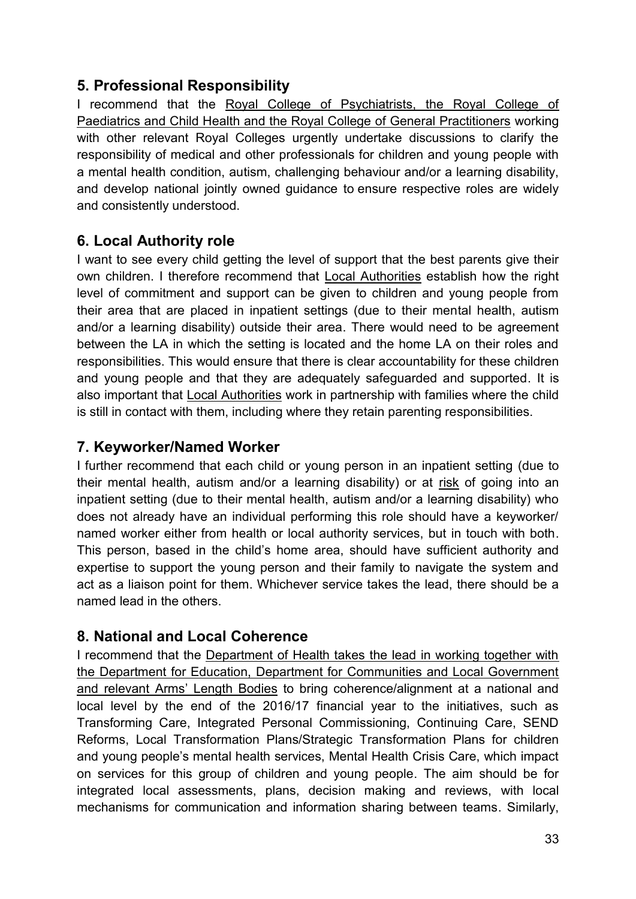## 5. Professional Responsibility

I recommend that the Royal College of Psychiatrists, the Royal College of Paediatrics and Child Health and the Royal College of General Practitioners working with other relevant Royal Colleges urgently undertake discussions to clarify the responsibility of medical and other professionals for children and young people with a mental health condition, autism, challenging behaviour and/or a learning disability, and develop national jointly owned guidance to ensure respective roles are widely and consistently understood.

## 6. Local Authority role

I want to see every child getting the level of support that the best parents give their own children. I therefore recommend that Local Authorities establish how the right level of commitment and support can be given to children and young people from their area that are placed in inpatient settings (due to their mental health, autism and/or a learning disability) outside their area. There would need to be agreement between the LA in which the setting is located and the home LA on their roles and responsibilities. This would ensure that there is clear accountability for these children and young people and that they are adequately safeguarded and supported. It is also important that Local Authorities work in partnership with families where the child is still in contact with them, including where they retain parenting responsibilities.

## 7. Keyworker/Named Worker

I further recommend that each child or young person in an inpatient setting (due to their mental health, autism and/or a learning disability) or at risk of going into an inpatient setting (due to their mental health, autism and/or a learning disability) who does not already have an individual performing this role should have a keyworker/ named worker either from health or local authority services, but in touch with both. This person, based in the child's home area, should have sufficient authority and expertise to support the young person and their family to navigate the system and act as a liaison point for them. Whichever service takes the lead, there should be a named lead in the others.

## 8. National and Local Coherence

I recommend that the Department of Health takes the lead in working together with the Department for Education, Department for Communities and Local Government and relevant Arms' Length Bodies to bring coherence/alignment at a national and local level by the end of the 2016/17 financial year to the initiatives, such as Transforming Care, Integrated Personal Commissioning, Continuing Care, SEND Reforms, Local Transformation Plans/Strategic Transformation Plans for children and young people's mental health services, Mental Health Crisis Care, which impact on services for this group of children and young people. The aim should be for integrated local assessments, plans, decision making and reviews, with local mechanisms for communication and information sharing between teams. Similarly,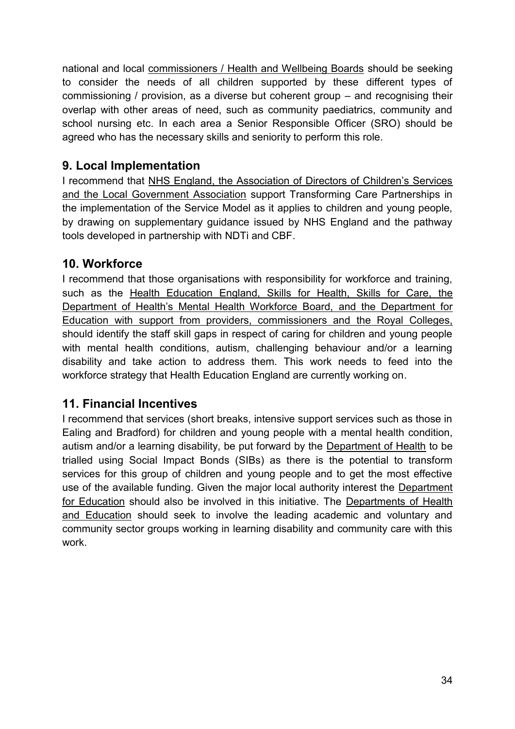national and local commissioners / Health and Wellbeing Boards should be seeking to consider the needs of all children supported by these different types of commissioning / provision, as a diverse but coherent group – and recognising their overlap with other areas of need, such as community paediatrics, community and school nursing etc. In each area a Senior Responsible Officer (SRO) should be agreed who has the necessary skills and seniority to perform this role.

## 9. Local Implementation

I recommend that NHS England, the Association of Directors of Children's Services and the Local Government Association support Transforming Care Partnerships in the implementation of the Service Model as it applies to children and young people, by drawing on supplementary guidance issued by NHS England and the pathway tools developed in partnership with NDTi and CBF.

## 10. Workforce

I recommend that those organisations with responsibility for workforce and training, such as the Health Education England, Skills for Health, Skills for Care, the Department of Health's Mental Health Workforce Board, and the Department for Education with support from providers, commissioners and the Royal Colleges, should identify the staff skill gaps in respect of caring for children and young people with mental health conditions, autism, challenging behaviour and/or a learning disability and take action to address them. This work needs to feed into the workforce strategy that Health Education England are currently working on.

## 11. Financial Incentives

I recommend that services (short breaks, intensive support services such as those in Ealing and Bradford) for children and young people with a mental health condition, autism and/or a learning disability, be put forward by the Department of Health to be trialled using Social Impact Bonds (SIBs) as there is the potential to transform services for this group of children and young people and to get the most effective use of the available funding. Given the major local authority interest the Department for Education should also be involved in this initiative. The Departments of Health and Education should seek to involve the leading academic and voluntary and community sector groups working in learning disability and community care with this work.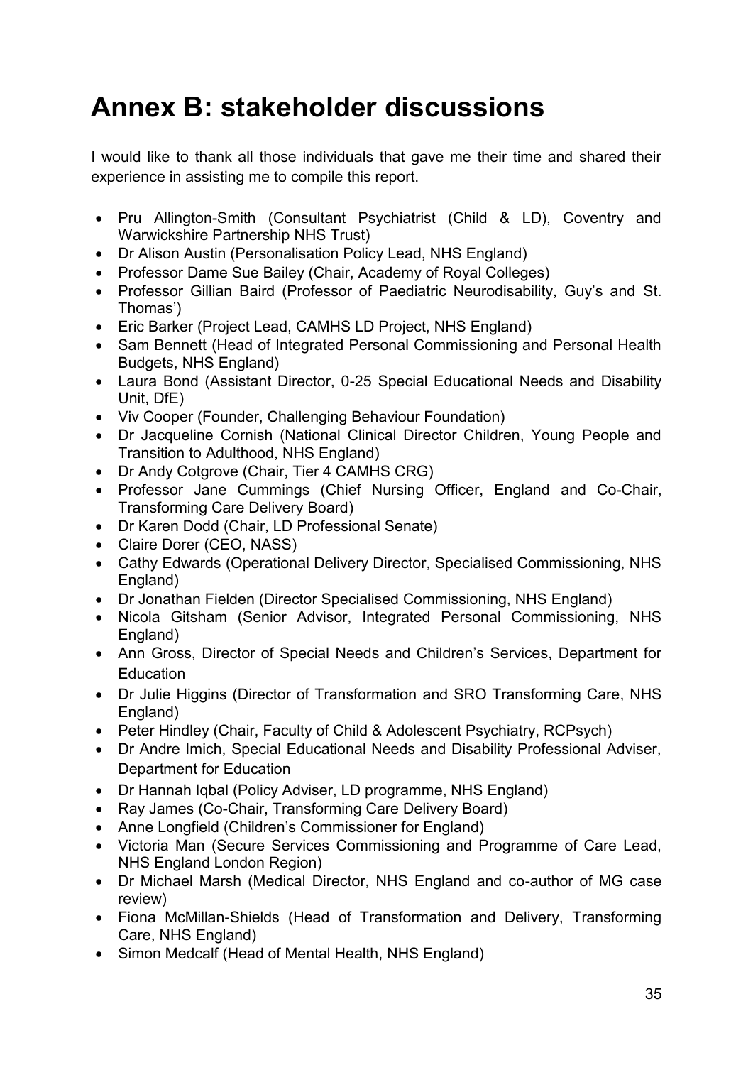# Annex B: stakeholder discussions

I would like to thank all those individuals that gave me their time and shared their experience in assisting me to compile this report.

- Pru Allington-Smith (Consultant Psychiatrist (Child & LD), Coventry and Warwickshire Partnership NHS Trust)
- Dr Alison Austin (Personalisation Policy Lead, NHS England)
- Professor Dame Sue Bailey (Chair, Academy of Royal Colleges)
- Professor Gillian Baird (Professor of Paediatric Neurodisability, Guy's and St. Thomas')
- Eric Barker (Project Lead, CAMHS LD Project, NHS England)
- Sam Bennett (Head of Integrated Personal Commissioning and Personal Health Budgets, NHS England)
- Laura Bond (Assistant Director, 0-25 Special Educational Needs and Disability Unit, DfE)
- Viv Cooper (Founder, Challenging Behaviour Foundation)
- Dr Jacqueline Cornish (National Clinical Director Children, Young People and Transition to Adulthood, NHS England)
- Dr Andy Cotgrove (Chair, Tier 4 CAMHS CRG)
- Professor Jane Cummings (Chief Nursing Officer, England and Co-Chair, Transforming Care Delivery Board)
- Dr Karen Dodd (Chair, LD Professional Senate)
- Claire Dorer (CEO, NASS)
- Cathy Edwards (Operational Delivery Director, Specialised Commissioning, NHS England)
- Dr Jonathan Fielden (Director Specialised Commissioning, NHS England)
- Nicola Gitsham (Senior Advisor, Integrated Personal Commissioning, NHS England)
- Ann Gross, Director of Special Needs and Children's Services, Department for Education
- Dr Julie Higgins (Director of Transformation and SRO Transforming Care, NHS England)
- Peter Hindley (Chair, Faculty of Child & Adolescent Psychiatry, RCPsych)
- Dr Andre Imich, Special Educational Needs and Disability Professional Adviser, Department for Education
- Dr Hannah Iqbal (Policy Adviser, LD programme, NHS England)
- Ray James (Co-Chair, Transforming Care Delivery Board)
- Anne Longfield (Children's Commissioner for England)
- Victoria Man (Secure Services Commissioning and Programme of Care Lead, NHS England London Region)
- Dr Michael Marsh (Medical Director, NHS England and co-author of MG case review)
- Fiona McMillan-Shields (Head of Transformation and Delivery, Transforming Care, NHS England)
- Simon Medcalf (Head of Mental Health, NHS England)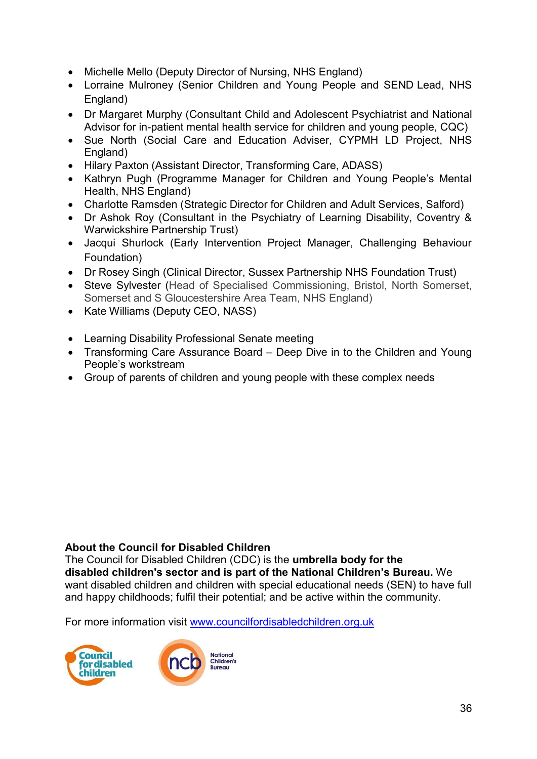- Michelle Mello (Deputy Director of Nursing, NHS England)
- Lorraine Mulroney (Senior Children and Young People and SEND Lead, NHS England)
- Dr Margaret Murphy (Consultant Child and Adolescent Psychiatrist and National Advisor for in-patient mental health service for children and young people, CQC)
- Sue North (Social Care and Education Adviser, CYPMH LD Project, NHS England)
- Hilary Paxton (Assistant Director, Transforming Care, ADASS)
- Kathryn Pugh (Programme Manager for Children and Young People's Mental Health, NHS England)
- Charlotte Ramsden (Strategic Director for Children and Adult Services, Salford)
- Dr Ashok Roy (Consultant in the Psychiatry of Learning Disability, Coventry & Warwickshire Partnership Trust)
- Jacqui Shurlock (Early Intervention Project Manager, Challenging Behaviour Foundation)
- Dr Rosey Singh (Clinical Director, Sussex Partnership NHS Foundation Trust)
- Steve Sylvester (Head of Specialised Commissioning, Bristol, North Somerset, Somerset and S Gloucestershire Area Team, NHS England)
- Kate Williams (Deputy CEO, NASS)

- Learning Disability Professional Senate meeting
- Transforming Care Assurance Board – Deep Dive in to the Children and Young People's workstream
- Group of parents of children and young people with these complex needs

**About the Council for Disabled Children**
The Council for Disabled Children (CDC) is the **umbrella body for the disabled children's sector and is part of the National Children's Bureau.** We want disabled children and children with special educational needs (SEN) to have full and happy childhoods; fulfil their potential; and be active within the community.

For more information visit www.councilfordisabledchildren.org.uk

Council for disabled children

ncb National Children's Bureau